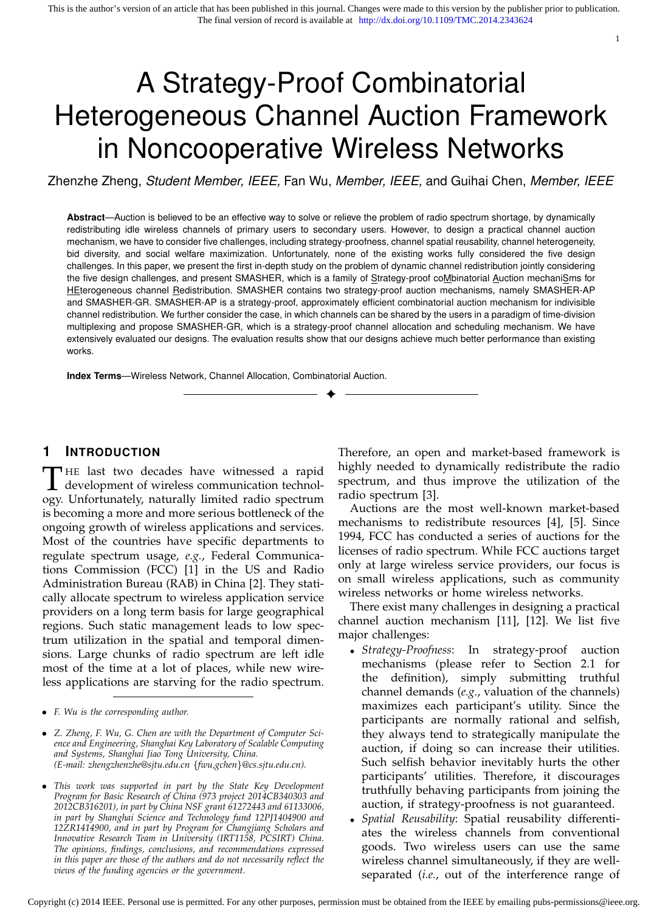# A Strategy-Proof Combinatorial Heterogeneous Channel Auction Framework in Noncooperative Wireless Networks

Zhenzhe Zheng, *Student Member, IEEE,* Fan Wu, *Member, IEEE,* and Guihai Chen, *Member, IEEE*

**Abstract**—Auction is believed to be an effective way to solve or relieve the problem of radio spectrum shortage, by dynamically redistributing idle wireless channels of primary users to secondary users. However, to design a practical channel auction mechanism, we have to consider five challenges, including strategy-proofness, channel spatial reusability, channel heterogeneity, bid diversity, and social welfare maximization. Unfortunately, none of the existing works fully considered the five design challenges. In this paper, we present the first in-depth study on the problem of dynamic channel redistribution jointly considering the five design challenges, and present SMASHER, which is a family of Strategy-proof coMbinatorial Auction mechaniSms for HEterogeneous channel Redistribution. SMASHER contains two strategy-proof auction mechanisms, namely SMASHER-AP and SMASHER-GR. SMASHER-AP is a strategy-proof, approximately efficient combinatorial auction mechanism for indivisible channel redistribution. We further consider the case, in which channels can be shared by the users in a paradigm of time-division multiplexing and propose SMASHER-GR, which is a strategy-proof channel allocation and scheduling mechanism. We have extensively evaluated our designs. The evaluation results show that our designs achieve much better performance than existing works.

**Index Terms**—Wireless Network, Channel Allocation, Combinatorial Auction.

## 1 Introduction

The last two decades have witnessed a rapid development of wireless communication technology. Unfortunately, naturally limited radio spectrum is becoming a more and more serious bottleneck of the ongoing growth of wireless applications and services. Most of the countries have specific departments to regulate spectrum usage, *e.g.*, Federal Communications Commission (FCC) [1] in the US and Radio Administration Bureau (RAB) in China [2]. They statically allocate spectrum to wireless application service providers on a long term basis for large geographical regions. Such static management leads to low spectrum utilization in the spatial and temporal dimensions. Large chunks of radio spectrum are left idle most of the time at a lot of places, while new wireless applications are starving for the radio spectrum.

- *F. Wu is the corresponding author.*
- *Z. Zheng, F. Wu, G. Chen are with the Department of Computer Science and Engineering, Shanghai Key Laboratory of Scalable Computing and Systems, Shanghai Jiao Tong University, China. (E-mail: zhengzhenzhe@sjtu.edu.cn {fwu,gchen}@cs.sjtu.edu.cn).*
- *This work was supported in part by the State Key Development Program for Basic Research of China (973 project 2014CB340303 and 2012CB316201), in part by China NSF grant 61272443 and 61133006, in part by Shanghai Science and Technology fund 12PJ1404900 and 12ZR1414900, and in part by Program for Changjiang Scholars and Innovative Research Team in University (IRT1158, PCSIRT) China. The opinions, findings, conclusions, and recommendations expressed in this paper are those of the authors and do not necessarily reflect the views of the funding agencies or the government.*

Therefore, an open and market-based framework is highly needed to dynamically redistribute the radio spectrum, and thus improve the utilization of the radio spectrum [3].

Auctions are the most well-known market-based mechanisms to redistribute resources [4], [5]. Since 1994, FCC has conducted a series of auctions for the licenses of radio spectrum. While FCC auctions target only at large wireless service providers, our focus is on small wireless applications, such as community wireless networks or home wireless networks.

There exist many challenges in designing a practical channel auction mechanism [11], [12]. We list five major challenges:

- *Strategy-Proofness*: In strategy-proof auction mechanisms (please refer to Section 2.1 for the definition), simply submitting truthful channel demands (*e.g.*, valuation of the channels) maximizes each participant's utility. Since the participants are normally rational and selfish, they always tend to strategically manipulate the auction, if doing so can increase their utilities. Such selfish behavior inevitably hurts the other participants' utilities. Therefore, it discourages truthfully behaving participants from joining the auction, if strategy-proofness is not guaranteed.
- *Spatial Reusability*: Spatial reusability differentiates the wireless channels from conventional goods. Two wireless users can use the same wireless channel simultaneously, if they are well-separated (*i.e.*, out of the interference range of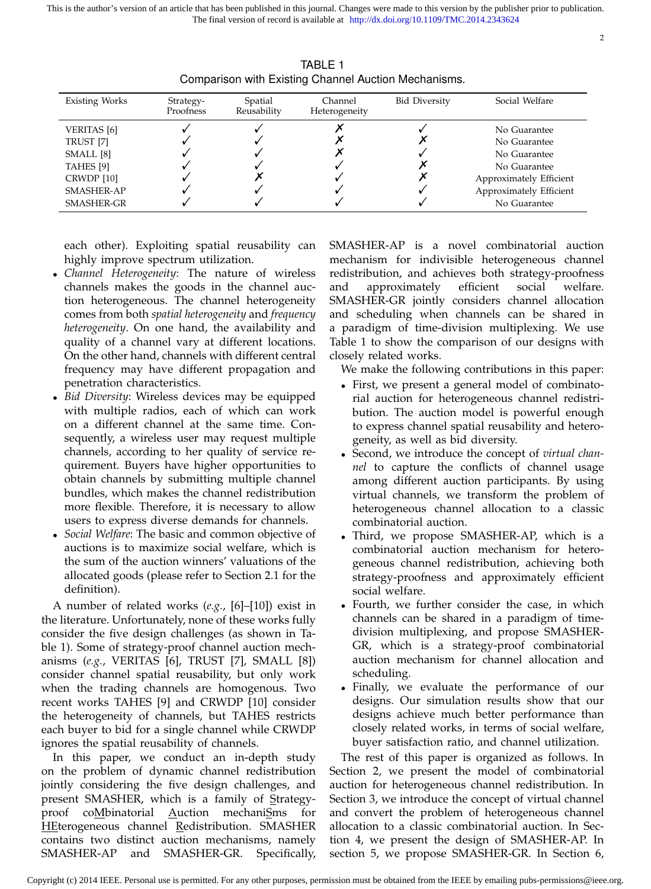TABLE 1
Comparison with Existing Channel Auction Mechanisms.

| Existing Works | Strategy-Proofness | Spatial Reusability | Channel Heterogeneity | Bid Diversity | Social Welfare |
|---|---|---|---|---|---|
| VERITAS [6] | ✓ | ✓ | ✗ | ✓ | No Guarantee |
| TRUST [7] | ✓ | ✓ | ✗ | ✗ | No Guarantee |
| SMALL [8] | ✓ | ✓ | ✗ | ✓ | No Guarantee |
| TAHES [9] | ✓ | ✓ | ✓ | ✗ | No Guarantee |
| CRWDP [10] | ✓ | ✗ | ✓ | ✗ | Approximately Efficient |
| SMASHER-AP | ✓ | ✓ | ✓ | ✓ | Approximately Efficient |
| SMASHER-GR | ✓ | ✓ | ✓ | ✓ | No Guarantee |

each other). Exploiting spatial reusability can highly improve spectrum utilization.

- *Channel Heterogeneity*: The nature of wireless channels makes the goods in the channel auction heterogeneous. The channel heterogeneity comes from both *spatial heterogeneity* and *frequency heterogeneity*. On one hand, the availability and quality of a channel vary at different locations. On the other hand, channels with different central frequency may have different propagation and penetration characteristics.
- *Bid Diversity*: Wireless devices may be equipped with multiple radios, each of which can work on a different channel at the same time. Consequently, a wireless user may request multiple channels, according to her quality of service requirement. Buyers have higher opportunities to obtain channels by submitting multiple channel bundles, which makes the channel redistribution more flexible. Therefore, it is necessary to allow users to express diverse demands for channels.
- *Social Welfare*: The basic and common objective of auctions is to maximize social welfare, which is the sum of the auction winners' valuations of the allocated goods (please refer to Section 2.1 for the definition).

A number of related works (*e.g.*, [6]–[10]) exist in the literature. Unfortunately, none of these works fully consider the five design challenges (as shown in Table 1). Some of strategy-proof channel auction mechanisms (*e.g.*, VERITAS [6], TRUST [7], SMALL [8]) consider channel spatial reusability, but only work when the trading channels are homogenous. Two recent works TAHES [9] and CRWDP [10] consider the heterogeneity of channels, but TAHES restricts each buyer to bid for a single channel while CRWDP ignores the spatial reusability of channels.

In this paper, we conduct an in-depth study on the problem of dynamic channel redistribution jointly considering the five design challenges, and present SMASHER, which is a family of Strategy-proof coMbinatorial Auction mechaniSms for HEterogeneous channel Redistribution. SMASHER contains two distinct auction mechanisms, namely SMASHER-AP and SMASHER-GR. Specifically, SMASHER-AP is a novel combinatorial auction mechanism for indivisible heterogeneous channel redistribution, and achieves both strategy-proofness and approximately efficient social welfare. SMASHER-GR jointly considers channel allocation and scheduling when channels can be shared in a paradigm of time-division multiplexing. We use Table 1 to show the comparison of our designs with closely related works.

We make the following contributions in this paper:

- First, we present a general model of combinatorial auction for heterogeneous channel redistribution. The auction model is powerful enough to express channel spatial reusability and heterogeneity, as well as bid diversity.
- Second, we introduce the concept of *virtual channel* to capture the conflicts of channel usage among different auction participants. By using virtual channels, we transform the problem of heterogeneous channel allocation to a classic combinatorial auction.
- Third, we propose SMASHER-AP, which is a combinatorial auction mechanism for heterogeneous channel redistribution, achieving both strategy-proofness and approximately efficient social welfare.
- Fourth, we further consider the case, in which channels can be shared in a paradigm of time-division multiplexing, and propose SMASHER-GR, which is a strategy-proof combinatorial auction mechanism for channel allocation and scheduling.
- Finally, we evaluate the performance of our designs. Our simulation results show that our designs achieve much better performance than closely related works, in terms of social welfare, buyer satisfaction ratio, and channel utilization.

The rest of this paper is organized as follows. In Section 2, we present the model of combinatorial auction for heterogeneous channel redistribution. In Section 3, we introduce the concept of virtual channel and convert the problem of heterogeneous channel allocation to a classic combinatorial auction. In Section 4, we present the design of SMASHER-AP. In section 5, we propose SMASHER-GR. In Section 6,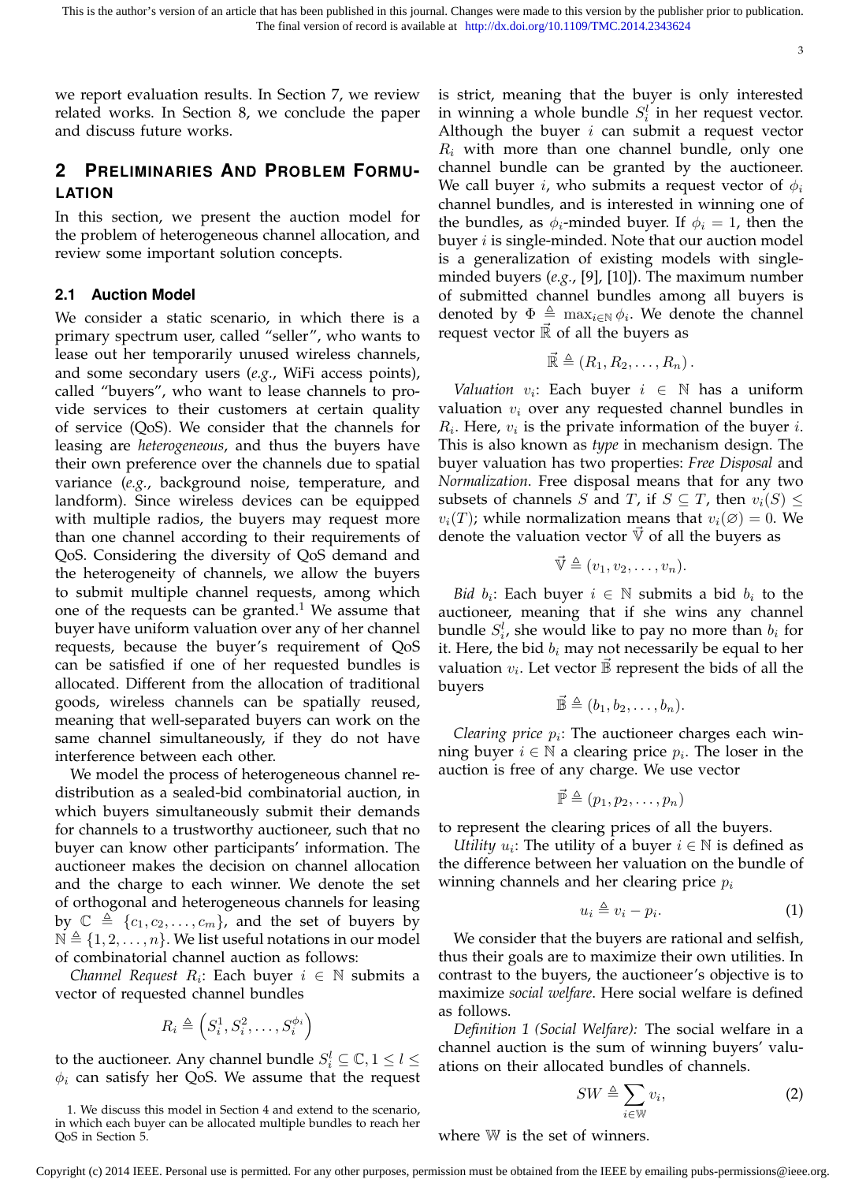we report evaluation results. In Section 7, we review related works. In Section 8, we conclude the paper and discuss future works.

## 2 Preliminaries And Problem Formulation

In this section, we present the auction model for the problem of heterogeneous channel allocation, and review some important solution concepts.

### 2.1 Auction Model

We consider a static scenario, in which there is a primary spectrum user, called "seller", who wants to lease out her temporarily unused wireless channels, and some secondary users (*e.g.*, WiFi access points), called "buyers", who want to lease channels to provide services to their customers at certain quality of service (QoS). We consider that the channels for leasing are *heterogeneous*, and thus the buyers have their own preference over the channels due to spatial variance (*e.g.*, background noise, temperature, and landform). Since wireless devices can be equipped with multiple radios, the buyers may request more than one channel according to their requirements of QoS. Considering the diversity of QoS demand and the heterogeneity of channels, we allow the buyers to submit multiple channel requests, among which one of the requests can be granted.[1] We assume that buyer have uniform valuation over any of her channel requests, because the buyer's requirement of QoS can be satisfied if one of her requested bundles is allocated. Different from the allocation of traditional goods, wireless channels can be spatially reused, meaning that well-separated buyers can work on the same channel simultaneously, if they do not have interference between each other.

We model the process of heterogeneous channel redistribution as a sealed-bid combinatorial auction, in which buyers simultaneously submit their demands for channels to a trustworthy auctioneer, such that no buyer can know other participants' information. The auctioneer makes the decision on channel allocation and the charge to each winner. We denote the set of orthogonal and heterogeneous channels for leasing by $\mathbb{C} \triangleq \{c_1, c_2, \ldots, c_m\}$, and the set of buyers by $\mathbb{N} \triangleq \{1, 2, \ldots, n\}$. We list useful notations in our model of combinatorial channel auction as follows:

*Channel Request* $R_i$: Each buyer $i \in \mathbb{N}$ submits a vector of requested channel bundles

$$R_i \triangleq \left(S_i^1, S_i^2, \ldots, S_i^{\phi_i}\right)$$

to the auctioneer. Any channel bundle $S_i^l \subseteq \mathbb{C}, 1 \leq l \leq \phi_i$ can satisfy her QoS. We assume that the request is strict, meaning that the buyer is only interested in winning a whole bundle $S_i^l$ in her request vector. Although the buyer $i$ can submit a request vector $R_i$ with more than one channel bundle, only one channel bundle can be granted by the auctioneer. We call buyer $i$, who submits a request vector of $\phi_i$ channel bundles, and is interested in winning one of the bundles, as $\phi_i$-minded buyer. If $\phi_i = 1$, then the buyer $i$ is single-minded. Note that our auction model is a generalization of existing models with single-minded buyers (*e.g.*, [9], [10]). The maximum number of submitted channel bundles among all buyers is denoted by $\Phi \triangleq \max_{i\in\mathbb{N}} \phi_i$. We denote the channel request vector $\vec{\mathbb{R}}$ of all the buyers as

$$\vec{\mathbb{R}} \triangleq (R_1, R_2, \ldots, R_n).$$

*Valuation* $v_i$: Each buyer $i \in \mathbb{N}$ has a uniform valuation $v_i$ over any requested channel bundles in $R_i$. Here, $v_i$ is the private information of the buyer $i$. This is also known as *type* in mechanism design. The buyer valuation has two properties: *Free Disposal* and *Normalization*. Free disposal means that for any two subsets of channels $S$ and $T$, if $S \subseteq T$, then $v_i(S) \leq v_i(T)$; while normalization means that $v_i(\varnothing) = 0$. We denote the valuation vector $\vec{\mathbb{V}}$ of all the buyers as

$$\vec{\mathbb{V}} \triangleq (v_1, v_2, \ldots, v_n).$$

*Bid* $b_i$: Each buyer $i \in \mathbb{N}$ submits a bid $b_i$ to the auctioneer, meaning that if she wins any channel bundle $S_i^l$, she would like to pay no more than $b_i$ for it. Here, the bid $b_i$ may not necessarily be equal to her valuation $v_i$. Let vector $\vec{\mathbb{B}}$ represent the bids of all the buyers

$$\vec{\mathbb{B}} \triangleq (b_1, b_2, \ldots, b_n).$$

*Clearing price* $p_i$: The auctioneer charges each winning buyer $i \in \mathbb{N}$ a clearing price $p_i$. The loser in the auction is free of any charge. We use vector

$$\vec{\mathbb{P}} \triangleq (p_1, p_2, \ldots, p_n)$$

to represent the clearing prices of all the buyers.

*Utility* $u_i$: The utility of a buyer $i \in \mathbb{N}$ is defined as the difference between her valuation on the bundle of winning channels and her clearing price $p_i$

$$u_i \triangleq v_i - p_i. \tag{1}$$

We consider that the buyers are rational and selfish, thus their goals are to maximize their own utilities. In contrast to the buyers, the auctioneer's objective is to maximize *social welfare*. Here social welfare is defined as follows.

*Definition 1 (Social Welfare):* The social welfare in a channel auction is the sum of winning buyers' valuations on their allocated bundles of channels.

$$SW \triangleq \sum_{i\in\mathbb{W}} v_i, \tag{2}$$

where $\mathbb{W}$ is the set of winners.

1. We discuss this model in Section 4 and extend to the scenario, in which each buyer can be allocated multiple bundles to reach her QoS in Section 5.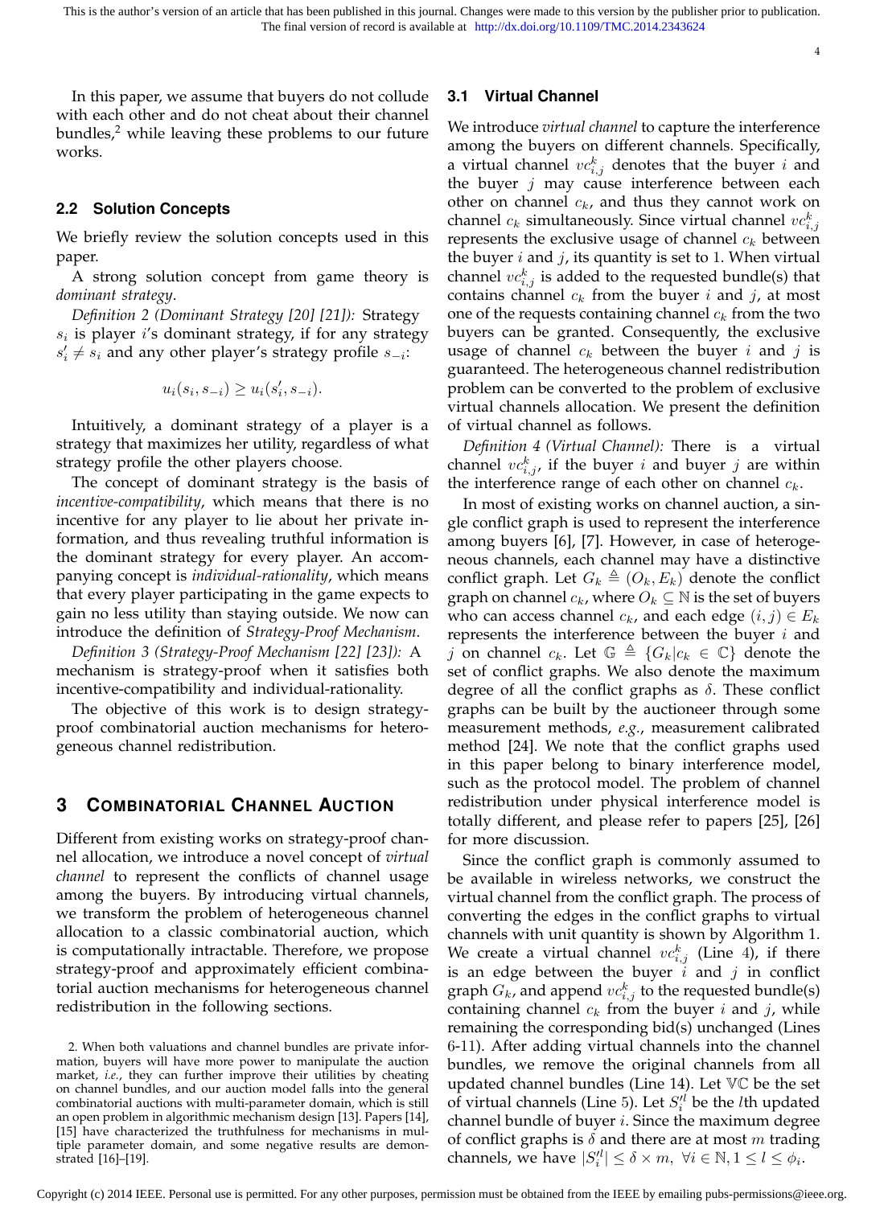In this paper, we assume that buyers do not collude with each other and do not cheat about their channel bundles,[2] while leaving these problems to our future works.

### 2.2 Solution Concepts

We briefly review the solution concepts used in this paper.

A strong solution concept from game theory is *dominant strategy*.

*Definition 2 (Dominant Strategy [20] [21]):* Strategy $s_i$ is player $i$'s dominant strategy, if for any strategy $s'_i \neq s_i$ and any other player's strategy profile $s_{-i}$:

$$u_i(s_i, s_{-i}) \geq u_i(s'_i, s_{-i}).$$

Intuitively, a dominant strategy of a player is a strategy that maximizes her utility, regardless of what strategy profile the other players choose.

The concept of dominant strategy is the basis of *incentive-compatibility*, which means that there is no incentive for any player to lie about her private information, and thus revealing truthful information is the dominant strategy for every player. An accompanying concept is *individual-rationality*, which means that every player participating in the game expects to gain no less utility than staying outside. We now can introduce the definition of *Strategy-Proof Mechanism*.

*Definition 3 (Strategy-Proof Mechanism [22] [23]):* A mechanism is strategy-proof when it satisfies both incentive-compatibility and individual-rationality.

The objective of this work is to design strategy-proof combinatorial auction mechanisms for heterogeneous channel redistribution.

## 3 Combinatorial Channel Auction

Different from existing works on strategy-proof channel allocation, we introduce a novel concept of *virtual channel* to represent the conflicts of channel usage among the buyers. By introducing virtual channels, we transform the problem of heterogeneous channel allocation to a classic combinatorial auction, which is computationally intractable. Therefore, we propose strategy-proof and approximately efficient combinatorial auction mechanisms for heterogeneous channel redistribution in the following sections.

2. When both valuations and channel bundles are private information, buyers will have more power to manipulate the auction market, *i.e.*, they can further improve their utilities by cheating on channel bundles, and our auction model falls into the general combinatorial auctions with multi-parameter domain, which is still an open problem in algorithmic mechanism design [13]. Papers [14], [15] have characterized the truthfulness for mechanisms in multiple parameter domain, and some negative results are demonstrated [16]–[19].

### 3.1 Virtual Channel

We introduce *virtual channel* to capture the interference among the buyers on different channels. Specifically, a virtual channel $vc^k_{i,j}$ denotes that the buyer $i$ and the buyer $j$ may cause interference between each other on channel $c_k$, and thus they cannot work on channel $c_k$ simultaneously. Since virtual channel $vc^k_{i,j}$ represents the exclusive usage of channel $c_k$ between the buyer $i$ and $j$, its quantity is set to 1. When virtual channel $vc^k_{i,j}$ is added to the requested bundle(s) that contains channel $c_k$ from the buyer $i$ and $j$, at most one of the requests containing channel $c_k$ from the two buyers can be granted. Consequently, the exclusive usage of channel $c_k$ between the buyer $i$ and $j$ is guaranteed. The heterogeneous channel redistribution problem can be converted to the problem of exclusive virtual channels allocation. We present the definition of virtual channel as follows.

*Definition 4 (Virtual Channel):* There is a virtual channel $vc^k_{i,j}$, if the buyer $i$ and buyer $j$ are within the interference range of each other on channel $c_k$.

In most of existing works on channel auction, a single conflict graph is used to represent the interference among buyers [6], [7]. However, in case of heterogeneous channels, each channel may have a distinctive conflict graph. Let $G_k \triangleq (O_k, E_k)$ denote the conflict graph on channel $c_k$, where $O_k \subseteq \mathbb{N}$ is the set of buyers who can access channel $c_k$, and each edge $(i, j) \in E_k$ represents the interference between the buyer $i$ and $j$ on channel $c_k$. Let $\mathbb{G} \triangleq \{G_k | c_k \in \mathbb{C}\}$ denote the set of conflict graphs. We also denote the maximum degree of all the conflict graphs as $\delta$. These conflict graphs can be built by the auctioneer through some measurement methods, *e.g.*, measurement calibrated method [24]. We note that the conflict graphs used in this paper belong to binary interference model, such as the protocol model. The problem of channel redistribution under physical interference model is totally different, and please refer to papers [25], [26] for more discussion.

Since the conflict graph is commonly assumed to be available in wireless networks, we construct the virtual channel from the conflict graph. The process of converting the edges in the conflict graphs to virtual channels with unit quantity is shown by Algorithm 1. We create a virtual channel $vc^k_{i,j}$ (Line 4), if there is an edge between the buyer $i$ and $j$ in conflict graph $G_k$, and append $vc^k_{i,j}$ to the requested bundle(s) containing channel $c_k$ from the buyer $i$ and $j$, while remaining the corresponding bid(s) unchanged (Lines 6-11). After adding virtual channels into the channel bundles, we remove the original channels from all updated channel bundles (Line 14). Let $\mathbb{VC}$ be the set of virtual channels (Line 5). Let $S'^l_i$ be the $l$th updated channel bundle of buyer $i$. Since the maximum degree of conflict graphs is $\delta$ and there are at most $m$ trading channels, we have $|S'^l_i| \leq \delta \times m,\ \forall i \in \mathbb{N}, 1 \leq l \leq \phi_i$.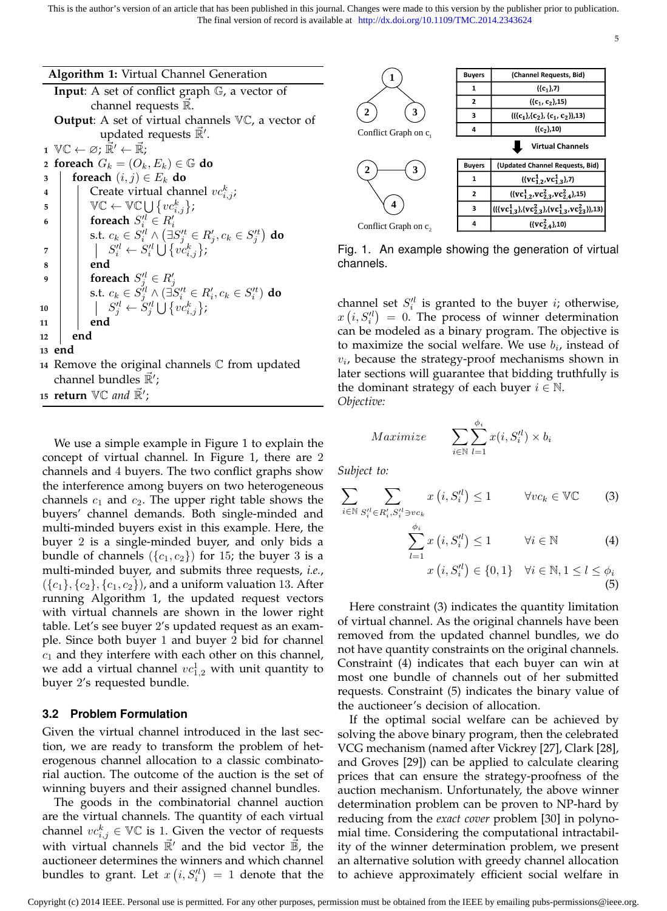**Algorithm 1:** Virtual Channel Generation

```
Input: A set of conflict graph 𝔾, a vector of
       channel requests R⃗.
Output: A set of virtual channels 𝕍ℂ, a vector of
        updated requests R⃗'.
1  𝕍ℂ ← ∅; R⃗' ← R⃗;
2  foreach G_k = (O_k, E_k) ∈ 𝔾 do
3      foreach (i, j) ∈ E_k do
4          Create virtual channel vc^k_{i,j};
5          𝕍ℂ ← 𝕍ℂ ∪ {vc^k_{i,j}};
6          foreach S'^l_i ∈ R'_i
           s.t. c_k ∈ S'^l_i ∧ (∃S'^t_j ∈ R'_j, c_k ∈ S'^t_j) do
7              S'^l_i ← S'^l_i ∪ {vc^k_{i,j}};
8          end
9          foreach S'^l_j ∈ R'_j
           s.t. c_k ∈ S'^l_j ∧ (∃S'^t_i ∈ R'_i, c_k ∈ S'^t_i) do
10             S'^l_j ← S'^l_j ∪ {vc^k_{i,j}};
11         end
12     end
13 end
14 Remove the original channels ℂ from updated
   channel bundles R⃗';
15 return 𝕍ℂ and R⃗';
```

Conflict Graph on $c_1$: nodes 1, 2, 3 with edges 1–2 and 1–3.

Conflict Graph on $c_2$: nodes 2, 3, 4 with edges 2–3 and 2–4.

| Buyers | (Channel Requests, Bid) |
|---|---|
| 1 | $(\{c_1\},7)$ |
| 2 | $(\{c_1, c_2\},15)$ |
| 3 | $((\{c_1\},\{c_2\},\{c_1, c_2\}),13)$ |
| 4 | $(\{c_2\},10)$ |

Virtual Channels

| Buyers | (Updated Channel Requests, Bid) |
|---|---|
| 1 | $(\{vc^1_{1,2},vc^1_{1,3}\},7)$ |
| 2 | $(\{vc^1_{1,2},vc^2_{2,3},vc^2_{2,4}\},15)$ |
| 3 | $((\{vc^1_{1,3}\},\{vc^2_{2,3}\},\{vc^1_{1,3},vc^2_{23}\}),13)$ |
| 4 | $(\{vc^2_{2,4}\},10)$ |

Fig. 1. An example showing the generation of virtual channels.

We use a simple example in Figure 1 to explain the concept of virtual channel. In Figure 1, there are 2 channels and 4 buyers. The two conflict graphs show the interference among buyers on two heterogeneous channels $c_1$ and $c_2$. The upper right table shows the buyers' channel demands. Both single-minded and multi-minded buyers exist in this example. Here, the buyer 2 is a single-minded buyer, and only bids a bundle of channels ($\{c_1, c_2\}$) for 15; the buyer 3 is a multi-minded buyer, and submits three requests, *i.e.*, $(\{c_1\}, \{c_2\}, \{c_1, c_2\})$, and a uniform valuation 13. After running Algorithm 1, the updated request vectors with virtual channels are shown in the lower right table. Let's see buyer 2's updated request as an example. Since both buyer 1 and buyer 2 bid for channel $c_1$ and they interfere with each other on this channel, we add a virtual channel $vc^1_{1,2}$ with unit quantity to buyer 2's requested bundle.

### 3.2 Problem Formulation

Given the virtual channel introduced in the last section, we are ready to transform the problem of heterogenous channel allocation to a classic combinatorial auction. The outcome of the auction is the set of winning buyers and their assigned channel bundles.

The goods in the combinatorial channel auction are the virtual channels. The quantity of each virtual channel $vc^k_{i,j} \in \mathbb{VC}$ is 1. Given the vector of requests with virtual channels $\vec{\mathbb{R}}'$ and the bid vector $\vec{\mathbb{B}}$, the auctioneer determines the winners and which channel bundles to grant. Let $x\left(i, S'^l_i\right) = 1$ denote that the channel set $S'^l_i$ is granted to the buyer $i$; otherwise, $x\left(i, S'^l_i\right) = 0$. The process of winner determination can be modeled as a binary program. The objective is to maximize the social welfare. We use $b_i$, instead of $v_i$, because the strategy-proof mechanisms shown in later sections will guarantee that bidding truthfully is the dominant strategy of each buyer $i \in \mathbb{N}$.

*Objective:*

$$Maximize \qquad \sum_{i\in\mathbb{N}}\sum_{l=1}^{\phi_i} x(i, S'^l_i) \times b_i$$

*Subject to:*

$$\sum_{i\in\mathbb{N}}\ \sum_{S'^l_i\in R'_i, S'^l_i \ni vc_k} x\left(i, S'^l_i\right) \le 1 \qquad \forall vc_k \in \mathbb{VC} \qquad (3)$$

$$\sum_{l=1}^{\phi_i} x\left(i, S'^l_i\right) \le 1 \qquad \forall i \in \mathbb{N} \qquad (4)$$

$$x\left(i, S'^l_i\right) \in \{0, 1\} \quad \forall i \in \mathbb{N}, 1 \le l \le \phi_i \qquad (5)$$

Here constraint (3) indicates the quantity limitation of virtual channel. As the original channels have been removed from the updated channel bundles, we do not have quantity constraints on the original channels. Constraint (4) indicates that each buyer can win at most one bundle of channels out of her submitted requests. Constraint (5) indicates the binary value of the auctioneer's decision of allocation.

If the optimal social welfare can be achieved by solving the above binary program, then the celebrated VCG mechanism (named after Vickrey [27], Clark [28], and Groves [29]) can be applied to calculate clearing prices that can ensure the strategy-proofness of the auction mechanism. Unfortunately, the above winner determination problem can be proven to NP-hard by reducing from the *exact cover* problem [30] in polynomial time. Considering the computational intractability of the winner determination problem, we present an alternative solution with greedy channel allocation to achieve approximately efficient social welfare in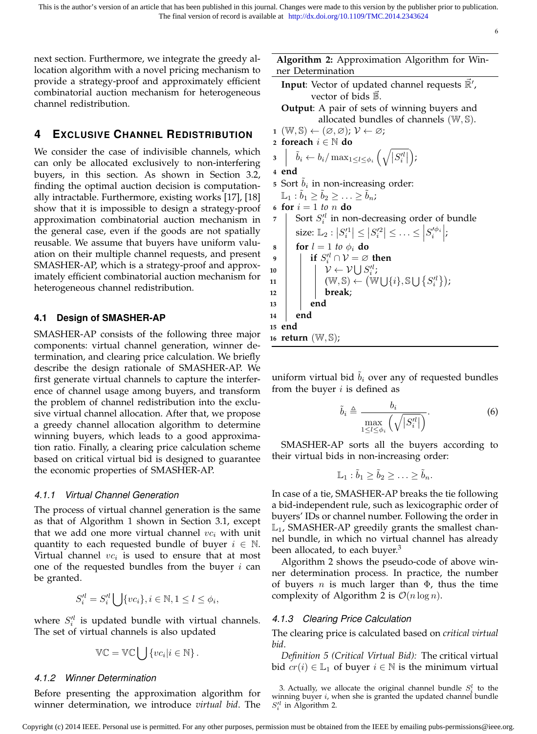next section. Furthermore, we integrate the greedy allocation algorithm with a novel pricing mechanism to provide a strategy-proof and approximately efficient combinatorial auction mechanism for heterogeneous channel redistribution.

## 4 Exclusive Channel Redistribution

We consider the case of indivisible channels, which can only be allocated exclusively to non-interfering buyers, in this section. As shown in Section 3.2, finding the optimal auction decision is computationally intractable. Furthermore, existing works [17], [18] show that it is impossible to design a strategy-proof approximation combinatorial auction mechanism in the general case, even if the goods are not spatially reusable. We assume that buyers have uniform valuation on their multiple channel requests, and present SMASHER-AP, which is a strategy-proof and approximately efficient combinatorial auction mechanism for heterogeneous channel redistribution.

### 4.1 Design of SMASHER-AP

SMASHER-AP consists of the following three major components: virtual channel generation, winner determination, and clearing price calculation. We briefly describe the design rationale of SMASHER-AP. We first generate virtual channels to capture the interference of channel usage among buyers, and transform the problem of channel redistribution into the exclusive virtual channel allocation. After that, we propose a greedy channel allocation algorithm to determine winning buyers, which leads to a good approximation ratio. Finally, a clearing price calculation scheme based on critical virtual bid is designed to guarantee the economic properties of SMASHER-AP.

#### 4.1.1 Virtual Channel Generation

The process of virtual channel generation is the same as that of Algorithm 1 shown in Section 3.1, except that we add one more virtual channel $vc_i$ with unit quantity to each requested bundle of buyer $i \in \mathbb{N}$. Virtual channel $vc_i$ is used to ensure that at most one of the requested bundles from the buyer $i$ can be granted.

$$S_i'^l = S_i'^l \bigcup \{vc_i\}, i \in \mathbb{N}, 1 \le l \le \phi_i,$$

where $S_i'^l$ is updated bundle with virtual channels. The set of virtual channels is also updated

$$\mathbb{VC} = \mathbb{VC} \bigcup \{vc_i | i \in \mathbb{N}\}.$$

#### 4.1.2 Winner Determination

Before presenting the approximation algorithm for winner determination, we introduce *virtual bid*. The uniform virtual bid $\tilde{b}_i$ over any of requested bundles from the buyer $i$ is defined as

$$\tilde{b}_i \triangleq \frac{b_i}{\max\limits_{1 \le l \le \phi_i} \left( \sqrt{|S_i'^l|} \right)}. \tag{6}$$

**Algorithm 2:** Approximation Algorithm for Winner Determination

```
Input: Vector of updated channel requests ℝ′, vector of bids 𝔹.
Output: A pair of sets of winning buyers and allocated bundles of channels (𝕎, 𝕊).
1  (𝕎, 𝕊) ← (∅, ∅); 𝒱 ← ∅;
2  foreach i ∈ ℕ do
3      b̃_i ← b_i / max_{1≤l≤φ_i} ( sqrt(|S_i'^l|) );
4  end
5  Sort b̃_i in non-increasing order:
   𝕃_1 : b̃_1 ≥ b̃_2 ≥ ... ≥ b̃_n;
6  for i = 1 to n do
7      Sort S_i'^l in non-decreasing order of bundle
       size: 𝕃_2 : |S_i'^1| ≤ |S_i'^2| ≤ ... ≤ |S_i'^{φ_i}|;
8      for l = 1 to φ_i do
9          if S_i'^l ∩ 𝒱 = ∅ then
10             𝒱 ← 𝒱 ⋃ S_i'^l;
11             (𝕎, 𝕊) ← (𝕎 ⋃ {i}, 𝕊 ⋃ {S_i'^l});
12             break;
13         end
14     end
15 end
16 return (𝕎, 𝕊);
```

SMASHER-AP sorts all the buyers according to their virtual bids in non-increasing order:

$$\mathbb{L}_1 : \tilde{b}_1 \ge \tilde{b}_2 \ge \ldots \ge \tilde{b}_n.$$

In case of a tie, SMASHER-AP breaks the tie following a bid-independent rule, such as lexicographic order of buyers' IDs or channel number. Following the order in $\mathbb{L}_1$, SMASHER-AP greedily grants the smallest channel bundle, in which no virtual channel has already been allocated, to each buyer.[3]

Algorithm 2 shows the pseudo-code of above winner determination process. In practice, the number of buyers $n$ is much larger than $\Phi$, thus the time complexity of Algorithm 2 is $\mathcal{O}(n \log n)$.

#### 4.1.3 Clearing Price Calculation

The clearing price is calculated based on *critical virtual bid*.

*Definition 5 (Critical Virtual Bid):* The critical virtual bid $cr(i) \in \mathbb{L}_1$ of buyer $i \in \mathbb{N}$ is the minimum virtual

3. Actually, we allocate the original channel bundle $S_i^l$ to the winning buyer $i$, when she is granted the updated channel bundle $S_i'^l$ in Algorithm 2.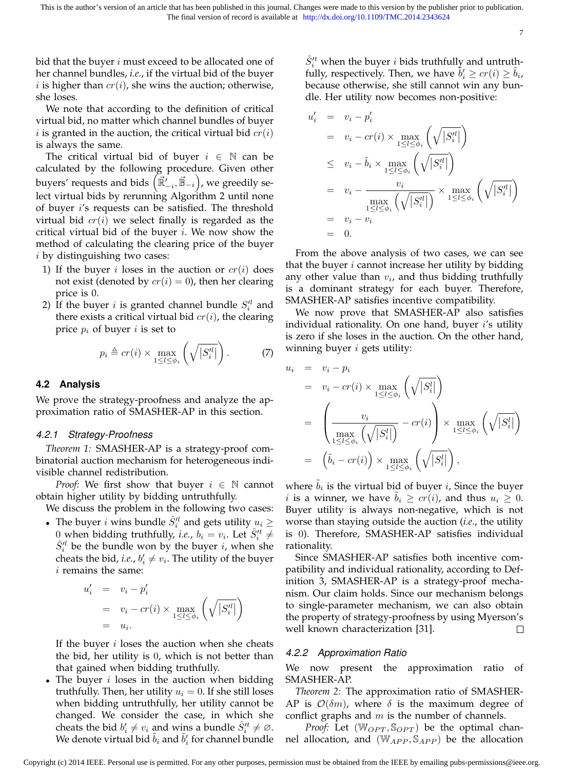bid that the buyer $i$ must exceed to be allocated one of her channel bundles, *i.e.*, if the virtual bid of the buyer $i$ is higher than $cr(i)$, she wins the auction; otherwise, she loses.

We note that according to the definition of critical virtual bid, no matter which channel bundles of buyer $i$ is granted in the auction, the critical virtual bid $cr(i)$ is always the same.

The critical virtual bid of buyer $i \in \mathbb{N}$ can be calculated by the following procedure. Given other buyers' requests and bids $\left(\vec{\mathbb{R}}'_{-i}, \vec{\mathbb{B}}_{-i}\right)$, we greedily select virtual bids by rerunning Algorithm 2 until none of buyer $i$'s requests can be satisfied. The threshold virtual bid $cr(i)$ we select finally is regarded as the critical virtual bid of the buyer $i$. We now show the method of calculating the clearing price of the buyer $i$ by distinguishing two cases:

1) If the buyer $i$ loses in the auction or $cr(i)$ does not exist (denoted by $cr(i) = 0$), then her clearing price is 0.
2) If the buyer $i$ is granted channel bundle $S_i'^l$ and there exists a critical virtual bid $cr(i)$, the clearing price $p_i$ of buyer $i$ is set to

$$p_i \triangleq cr(i) \times \max_{1 \le l \le \phi_i} \left( \sqrt{\left|S_i'^l\right|} \right). \tag{7}$$

## 4.2 Analysis

We prove the strategy-proofness and analyze the approximation ratio of SMASHER-AP in this section.

### 4.2.1 Strategy-Proofness

*Theorem 1:* SMASHER-AP is a strategy-proof combinatorial auction mechanism for heterogeneous indivisible channel redistribution.

*Proof:* We first show that buyer $i \in \mathbb{N}$ cannot obtain higher utility by bidding untruthfully.

We discuss the problem in the following two cases:

- The buyer $i$ wins bundle $\hat{S}_i'^l$ and gets utility $u_i \ge 0$ when bidding truthfully, *i.e.*, $b_i = v_i$. Let $\hat{S}_i'^t \neq \hat{S}_i'^l$ be the bundle won by the buyer $i$, when she cheats the bid, *i.e.*, $b_i' \neq v_i$. The utility of the buyer $i$ remains the same:

$$\begin{aligned} u_i' &= v_i - p_i' \\ &= v_i - cr(i) \times \max_{1 \le l \le \phi_i} \left( \sqrt{\left|S_i'^l\right|} \right) \\ &= u_i. \end{aligned}$$

  If the buyer $i$ loses the auction when she cheats the bid, her utility is 0, which is not better than that gained when bidding truthfully.

- The buyer $i$ loses in the auction when bidding truthfully. Then, her utility $u_i = 0$. If she still loses when bidding untruthfully, her utility cannot be changed. We consider the case, in which she cheats the bid $b_i' \neq v_i$ and wins a bundle $\hat{S}_i'^t \neq \varnothing$. We denote virtual bid $\tilde{b}_i$ and $\tilde{b}_i'$ for channel bundle $\hat{S}_i'^t$ when the buyer $i$ bids truthfully and untruthfully, respectively. Then, we have $\tilde{b}_i' \ge cr(i) \ge \tilde{b}_i$, because otherwise, she still cannot win any bundle. Her utility now becomes non-positive:

$$\begin{aligned} u_i' &= v_i - p_i' \\ &= v_i - cr(i) \times \max_{1 \le l \le \phi_i} \left( \sqrt{\left|S_i'^l\right|} \right) \\ &\le v_i - \tilde{b}_i \times \max_{1 \le l \le \phi_i} \left( \sqrt{\left|S_i'^l\right|} \right) \\ &= v_i - \frac{v_i}{\max\limits_{1 \le l \le \phi_i} \left( \sqrt{\left|S_i'^l\right|} \right)} \times \max_{1 \le l \le \phi_i} \left( \sqrt{\left|S_i'^l\right|} \right) \\ &= v_i - v_i \\ &= 0. \end{aligned}$$

From the above analysis of two cases, we can see that the buyer $i$ cannot increase her utility by bidding any other value than $v_i$, and thus bidding truthfully is a dominant strategy for each buyer. Therefore, SMASHER-AP satisfies incentive compatibility.

We now prove that SMASHER-AP also satisfies individual rationality. On one hand, buyer $i$'s utility is zero if she loses in the auction. On the other hand, winning buyer $i$ gets utility:

$$\begin{aligned} u_i &= v_i - p_i \\ &= v_i - cr(i) \times \max_{1 \le l \le \phi_i} \left( \sqrt{\left|S_i^l\right|} \right) \\ &= \left( \frac{v_i}{\max\limits_{1 \le l \le \phi_i} \left( \sqrt{\left|S_i^l\right|} \right)} - cr(i) \right) \times \max_{1 \le l \le \phi_i} \left( \sqrt{\left|S_i^l\right|} \right) \\ &= \left( \tilde{b}_i - cr(i) \right) \times \max_{1 \le l \le \phi_i} \left( \sqrt{\left|S_i^l\right|} \right), \end{aligned}$$

where $\tilde{b}_i$ is the virtual bid of buyer $i$, Since the buyer $i$ is a winner, we have $\tilde{b}_i \ge cr(i)$, and thus $u_i \ge 0$. Buyer utility is always non-negative, which is not worse than staying outside the auction (*i.e.*, the utility is 0). Therefore, SMASHER-AP satisfies individual rationality.

Since SMASHER-AP satisfies both incentive compatibility and individual rationality, according to Definition 3, SMASHER-AP is a strategy-proof mechanism. Our claim holds. Since our mechanism belongs to single-parameter mechanism, we can also obtain the property of strategy-proofness by using Myerson's well known characterization [31]. □

### 4.2.2 Approximation Ratio

We now present the approximation ratio of SMASHER-AP.

*Theorem 2:* The approximation ratio of SMASHER-AP is $\mathcal{O}(\delta m)$, where $\delta$ is the maximum degree of conflict graphs and $m$ is the number of channels.

*Proof:* Let $(\mathbb{W}_{OPT}, \mathbb{S}_{OPT})$ be the optimal channel allocation, and $(\mathbb{W}_{APP}, \mathbb{S}_{APP})$ be the allocation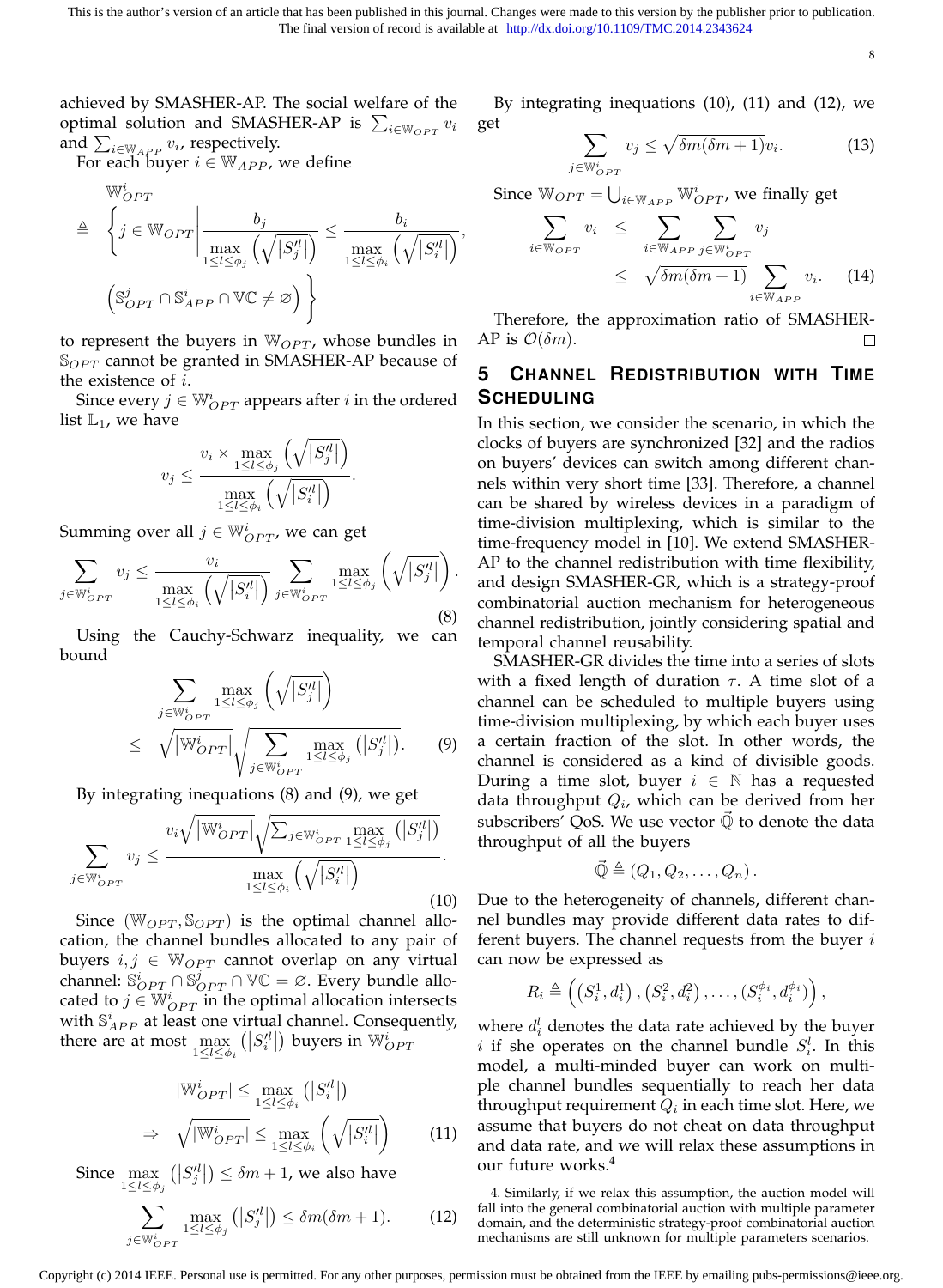achieved by SMASHER-AP. The social welfare of the optimal solution and SMASHER-AP is $\sum_{i\in\mathbb{W}_{OPT}} v_i$ and $\sum_{i\in\mathbb{W}_{APP}} v_i$, respectively.

For each buyer $i \in \mathbb{W}_{APP}$, we define

$$
\begin{aligned}
&\mathbb{W}^i_{OPT} \\
\triangleq\ &\left\{ j \in \mathbb{W}_{OPT} \middle| \frac{b_j}{\max\limits_{1\le l\le \phi_j}\left(\sqrt{|S_j'^l|}\right)} \le \frac{b_i}{\max\limits_{1\le l\le \phi_i}\left(\sqrt{|S_i'^l|}\right)}, \right. \\
&\left. \left(\mathbb{S}^j_{OPT} \cap \mathbb{S}^i_{APP} \cap \mathbb{VC} \neq \varnothing\right) \right\}
\end{aligned}
$$

to represent the buyers in $\mathbb{W}_{OPT}$, whose bundles in $\mathbb{S}_{OPT}$ cannot be granted in SMASHER-AP because of the existence of $i$.

Since every $j \in \mathbb{W}^i_{OPT}$ appears after $i$ in the ordered list $\mathbb{L}_1$, we have

$$
v_j \le \frac{v_i \times \max\limits_{1\le l\le \phi_j}\left(\sqrt{|S_j'^l|}\right)}{\max\limits_{1\le l\le \phi_i}\left(\sqrt{|S_i'^l|}\right)}.
$$

Summing over all $j \in \mathbb{W}^i_{OPT}$, we can get

$$
\sum_{j\in\mathbb{W}^i_{OPT}} v_j \le \frac{v_i}{\max\limits_{1\le l\le \phi_i}\left(\sqrt{|S_i'^l|}\right)} \sum_{j\in\mathbb{W}^i_{OPT}} \max_{1\le l\le \phi_j}\left(\sqrt{|S_j'^l|}\right). \tag{8}
$$

Using the Cauchy-Schwarz inequality, we can bound

$$
\begin{aligned}
&\sum_{j\in\mathbb{W}^i_{OPT}} \max_{1\le l\le \phi_j}\left(\sqrt{|S_j'^l|}\right) \\
\le\ &\sqrt{|\mathbb{W}^i_{OPT}|}\sqrt{\sum_{j\in\mathbb{W}^i_{OPT}} \max_{1\le l\le \phi_j}\left(|S_j'^l|\right)}.
\end{aligned} \tag{9}
$$

By integrating inequations (8) and (9), we get

$$
\sum_{j\in\mathbb{W}^i_{OPT}} v_j \le \frac{v_i\sqrt{|\mathbb{W}^i_{OPT}|}\sqrt{\sum_{j\in\mathbb{W}^i_{OPT}} \max_{1\le l\le \phi_j}\left(|S_j'^l|\right)}}{\max\limits_{1\le l\le \phi_i}\left(\sqrt{|S_i'^l|}\right)}. \tag{10}
$$

Since $(\mathbb{W}_{OPT}, \mathbb{S}_{OPT})$ is the optimal channel allocation, the channel bundles allocated to any pair of buyers $i, j \in \mathbb{W}_{OPT}$ cannot overlap on any virtual channel: $\mathbb{S}^i_{OPT} \cap \mathbb{S}^j_{OPT} \cap \mathbb{VC} = \varnothing$. Every bundle allocated to $j \in \mathbb{W}^i_{OPT}$ in the optimal allocation intersects with $\mathbb{S}^i_{APP}$ at least one virtual channel. Consequently, there are at most $\max\limits_{1\le l\le \phi_i}\left(|S_i'^l|\right)$ buyers in $\mathbb{W}^i_{OPT}$

$$
\begin{aligned}
&|\mathbb{W}^i_{OPT}| \le \max_{1\le l\le \phi_i}\left(|S_i'^l|\right) \\
\Rightarrow\ &\sqrt{|\mathbb{W}^i_{OPT}|} \le \max_{1\le l\le \phi_i}\left(\sqrt{|S_i'^l|}\right)
\end{aligned} \tag{11}
$$

Since $\max\limits_{1\le l\le \phi_j}\left(|S_j'^l|\right) \le \delta m + 1$, we also have

$$
\sum_{j\in\mathbb{W}^i_{OPT}} \max_{1\le l\le \phi_j}\left(|S_j'^l|\right) \le \delta m(\delta m + 1). \tag{12}
$$

By integrating inequations (10), (11) and (12), we get

$$
\sum_{j\in\mathbb{W}^i_{OPT}} v_j \le \sqrt{\delta m(\delta m + 1)}v_i. \tag{13}
$$

Since $\mathbb{W}_{OPT} = \bigcup_{i\in\mathbb{W}_{APP}} \mathbb{W}^i_{OPT}$, we finally get

$$
\begin{aligned}
\sum_{i\in\mathbb{W}_{OPT}} v_i &\le \sum_{i\in\mathbb{W}_{APP}} \sum_{j\in\mathbb{W}^i_{OPT}} v_j \\
&\le \sqrt{\delta m(\delta m + 1)} \sum_{i\in\mathbb{W}_{APP}} v_i.
\end{aligned} \tag{14}
$$

Therefore, the approximation ratio of SMASHER-AP is $\mathcal{O}(\delta m)$. □

## 5 Channel Redistribution with Time Scheduling

In this section, we consider the scenario, in which the clocks of buyers are synchronized [32] and the radios on buyers' devices can switch among different channels within very short time [33]. Therefore, a channel can be shared by wireless devices in a paradigm of time-division multiplexing, which is similar to the time-frequency model in [10]. We extend SMASHER-AP to the channel redistribution with time flexibility, and design SMASHER-GR, which is a strategy-proof combinatorial auction mechanism for heterogeneous channel redistribution, jointly considering spatial and temporal channel reusability.

SMASHER-GR divides the time into a series of slots with a fixed length of duration $\tau$. A time slot of a channel can be scheduled to multiple buyers using time-division multiplexing, by which each buyer uses a certain fraction of the slot. In other words, the channel is considered as a kind of divisible goods. During a time slot, buyer $i \in \mathbb{N}$ has a requested data throughput $Q_i$, which can be derived from her subscribers' QoS. We use vector $\vec{\mathbb{Q}}$ to denote the data throughput of all the buyers

$$
\vec{\mathbb{Q}} \triangleq (Q_1, Q_2, \ldots, Q_n).
$$

Due to the heterogeneity of channels, different channel bundles may provide different data rates to different buyers. The channel requests from the buyer $i$ can now be expressed as

$$
R_i \triangleq \left((S_i^1, d_i^1), (S_i^2, d_i^2), \ldots, (S_i^{\phi_i}, d_i^{\phi_i})\right),
$$

where $d_i^l$ denotes the data rate achieved by the buyer $i$ if she operates on the channel bundle $S_i^l$. In this model, a multi-minded buyer can work on multiple channel bundles sequentially to reach her data throughput requirement $Q_i$ in each time slot. Here, we assume that buyers do not cheat on data throughput and data rate, and we will relax these assumptions in our future works.[4]

4. Similarly, if we relax this assumption, the auction model will fall into the general combinatorial auction with multiple parameter domain, and the deterministic strategy-proof combinatorial auction mechanisms are still unknown for multiple parameters scenarios.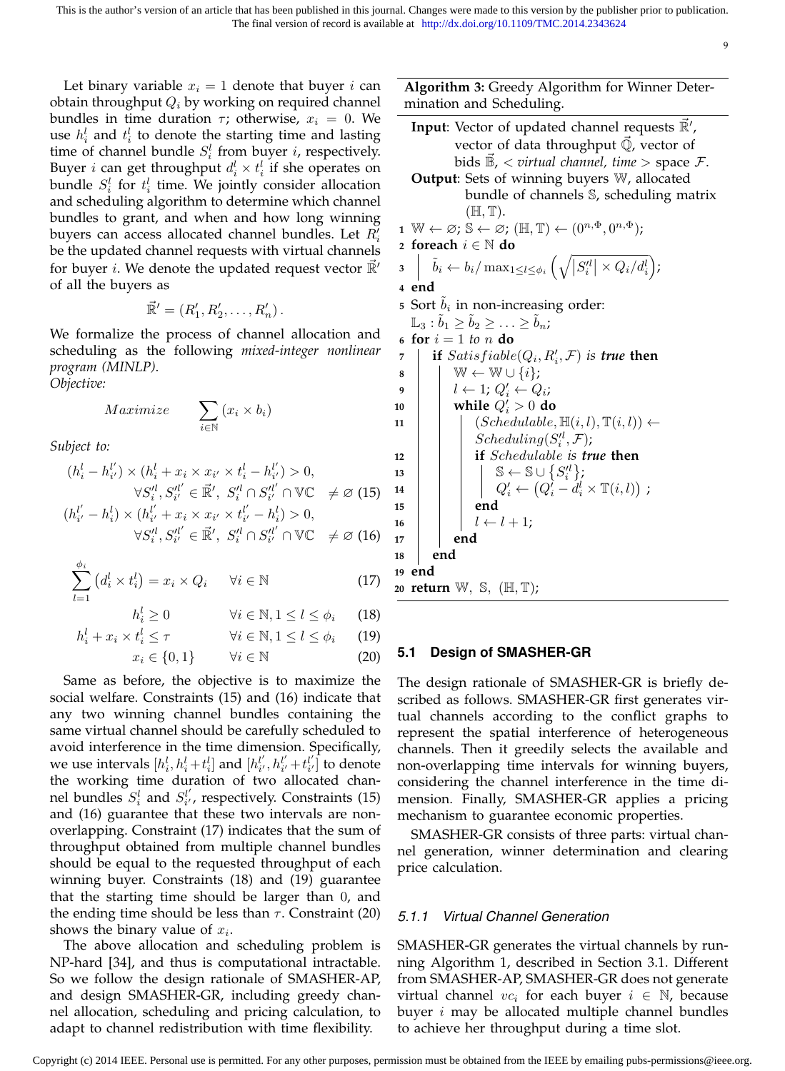Let binary variable $x_i = 1$ denote that buyer $i$ can obtain throughput $Q_i$ by working on required channel bundles in time duration $\tau$; otherwise, $x_i = 0$. We use $h_i^l$ and $t_i^l$ to denote the starting time and lasting time of channel bundle $S_i^l$ from buyer $i$, respectively. Buyer $i$ can get throughput $d_i^l \times t_i^l$ if she operates on bundle $S_i^l$ for $t_i^l$ time. We jointly consider allocation and scheduling algorithm to determine which channel bundles to grant, and when and how long winning buyers can access allocated channel bundles. Let $R_i'$ be the updated channel requests with virtual channels for buyer $i$. We denote the updated request vector $\vec{\mathbb{R}}'$ of all the buyers as

$$\vec{\mathbb{R}}' = (R_1', R_2', \ldots, R_n').$$

We formalize the process of channel allocation and scheduling as the following *mixed-integer nonlinear program (MINLP)*.

*Objective:*

$$Maximize \qquad \sum_{i \in \mathbb{N}} (x_i \times b_i)$$

*Subject to:*

$$(h_i^l - h_{i'}^{l'}) \times (h_i^l + x_i \times x_{i'} \times t_i^l - h_{i'}^{l'}) > 0, \quad \forall S_i'^l, S_{i'}'^{l'} \in \vec{\mathbb{R}}',\ S_i'^l \cap S_{i'}'^{l'} \cap \mathbb{VC} \neq \varnothing \quad (15)$$

$$(h_{i'}^{l'} - h_i^l) \times (h_{i'}^{l'} + x_i \times x_{i'} \times t_{i'}^{l'} - h_i^l) > 0, \quad \forall S_i'^l, S_{i'}'^{l'} \in \vec{\mathbb{R}}',\ S_i'^l \cap S_{i'}'^{l'} \cap \mathbb{VC} \neq \varnothing \quad (16)$$

$$\sum_{l=1}^{\phi_i} \left(d_i^l \times t_i^l\right) = x_i \times Q_i \qquad \forall i \in \mathbb{N} \quad (17)$$

$$h_i^l \geq 0 \qquad \forall i \in \mathbb{N}, 1 \leq l \leq \phi_i \quad (18)$$

$$h_i^l + x_i \times t_i^l \leq \tau \qquad \forall i \in \mathbb{N}, 1 \leq l \leq \phi_i \quad (19)$$

$$x_i \in \{0, 1\} \qquad \forall i \in \mathbb{N} \quad (20)$$

Same as before, the objective is to maximize the social welfare. Constraints (15) and (16) indicate that any two winning channel bundles containing the same virtual channel should be carefully scheduled to avoid interference in the time dimension. Specifically, we use intervals $[h_i^l, h_i^l + t_i^l]$ and $[h_{i'}^{l'}, h_{i'}^{l'} + t_{i'}^{l'}]$ to denote the working time duration of two allocated channel bundles $S_i^l$ and $S_{i'}^{l'}$, respectively. Constraints (15) and (16) guarantee that these two intervals are non-overlapping. Constraint (17) indicates that the sum of throughput obtained from multiple channel bundles should be equal to the requested throughput of each winning buyer. Constraints (18) and (19) guarantee that the starting time should be larger than 0, and the ending time should be less than $\tau$. Constraint (20) shows the binary value of $x_i$.

The above allocation and scheduling problem is NP-hard [34], and thus is computational intractable. So we follow the design rationale of SMASHER-AP, and design SMASHER-GR, including greedy channel allocation, scheduling and pricing calculation, to adapt to channel redistribution with time flexibility.

**Algorithm 3:** Greedy Algorithm for Winner Determination and Scheduling.

**Input**: Vector of updated channel requests $\vec{\mathbb{R}}'$, vector of data throughput $\vec{\mathbb{Q}}$, vector of bids $\vec{\mathbb{B}}$, < *virtual channel, time* > space $\mathcal{F}$.
**Output**: Sets of winning buyers $\mathbb{W}$, allocated bundle of channels $\mathbb{S}$, scheduling matrix $(\mathbb{H}, \mathbb{T})$.

```
1  W ← ∅; S ← ∅; (H, T) ← (0^{n,Φ}, 0^{n,Φ});
2  foreach i ∈ N do
3      b̃_i ← b_i / max_{1≤l≤φ_i} ( sqrt(|S'^l_i| × Q_i / d^l_i) );
4  end
5  Sort b̃_i in non-increasing order:
   L_3 : b̃_1 ≥ b̃_2 ≥ ... ≥ b̃_n;
6  for i = 1 to n do
7      if Satisfiable(Q_i, R'_i, F) is true then
8          W ← W ∪ {i};
9          l ← 1; Q'_i ← Q_i;
10         while Q'_i > 0 do
11             (Schedulable, H(i,l), T(i,l)) ←
               Scheduling(S'^l_i, F);
12             if Schedulable is true then
13                 S ← S ∪ {S'^l_i};
14                 Q'_i ← (Q'_i − d^l_i × T(i,l)) ;
15             end
16             l ← l + 1;
17         end
18     end
19 end
20 return W, S, (H, T);
```

### 5.1 Design of SMASHER-GR

The design rationale of SMASHER-GR is briefly described as follows. SMASHER-GR first generates virtual channels according to the conflict graphs to represent the spatial interference of heterogeneous channels. Then it greedily selects the available and non-overlapping time intervals for winning buyers, considering the channel interference in the time dimension. Finally, SMASHER-GR applies a pricing mechanism to guarantee economic properties.

SMASHER-GR consists of three parts: virtual channel generation, winner determination and clearing price calculation.

#### *5.1.1 Virtual Channel Generation*

SMASHER-GR generates the virtual channels by running Algorithm 1, described in Section 3.1. Different from SMASHER-AP, SMASHER-GR does not generate virtual channel $vc_i$ for each buyer $i \in \mathbb{N}$, because buyer $i$ may be allocated multiple channel bundles to achieve her throughput during a time slot.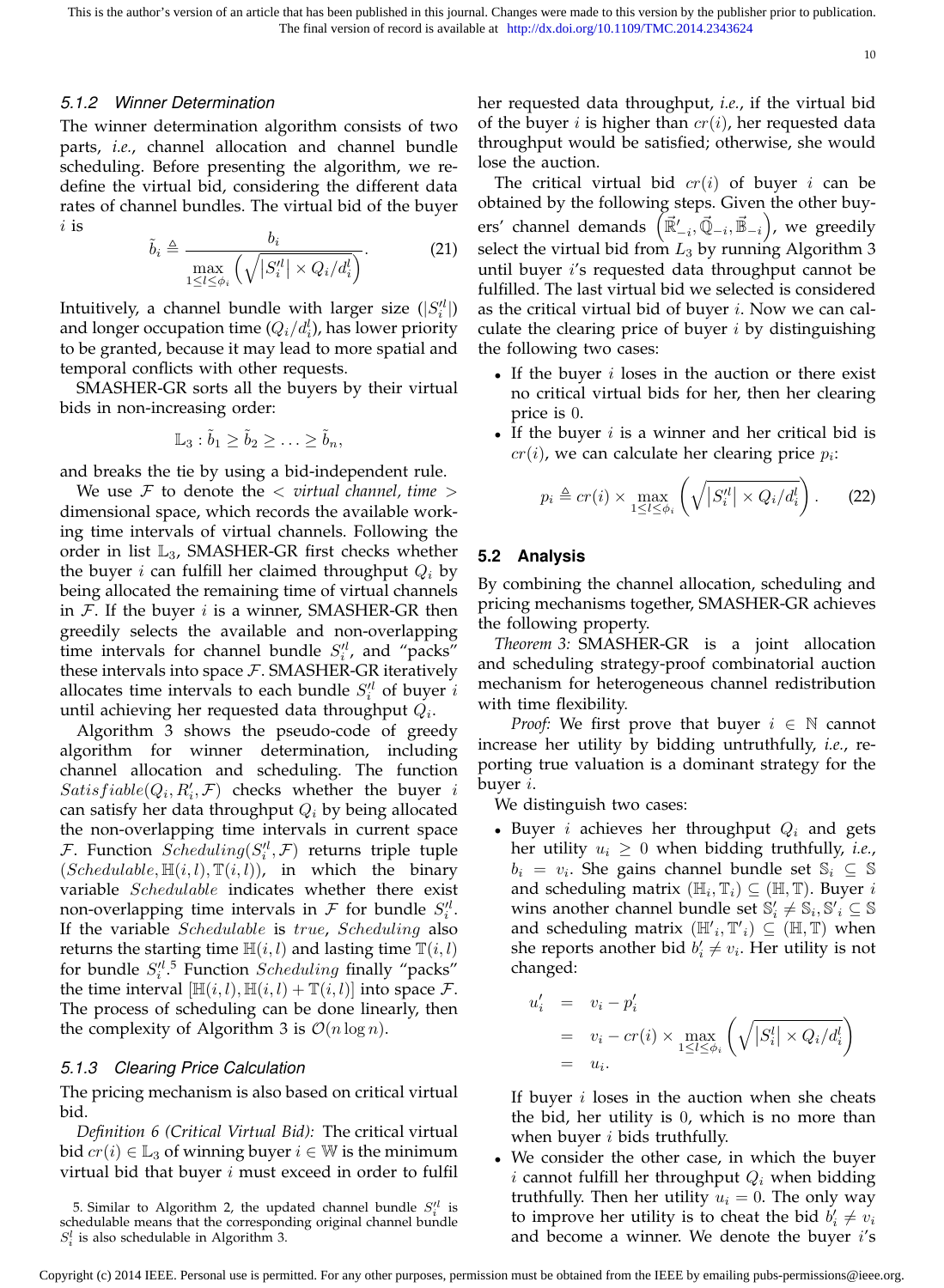#### 5.1.2 Winner Determination

The winner determination algorithm consists of two parts, *i.e.*, channel allocation and channel bundle scheduling. Before presenting the algorithm, we redefine the virtual bid, considering the different data rates of channel bundles. The virtual bid of the buyer $i$ is

$$\tilde{b}_i \triangleq \frac{b_i}{\max\limits_{1 \leq l \leq \phi_i} \left( \sqrt{\left|S_i'^l\right| \times Q_i / d_i^l} \right)}. \tag{21}$$

Intuitively, a channel bundle with larger size ($|S_i'^l|$) and longer occupation time ($Q_i/d_i^l$), has lower priority to be granted, because it may lead to more spatial and temporal conflicts with other requests.

SMASHER-GR sorts all the buyers by their virtual bids in non-increasing order:

$$\mathbb{L}_3 : \tilde{b}_1 \geq \tilde{b}_2 \geq \ldots \geq \tilde{b}_n,$$

and breaks the tie by using a bid-independent rule.

We use $\mathcal{F}$ to denote the < *virtual channel, time* > dimensional space, which records the available working time intervals of virtual channels. Following the order in list $\mathbb{L}_3$, SMASHER-GR first checks whether the buyer $i$ can fulfill her claimed throughput $Q_i$ by being allocated the remaining time of virtual channels in $\mathcal{F}$. If the buyer $i$ is a winner, SMASHER-GR then greedily selects the available and non-overlapping time intervals for channel bundle $S_i'^l$, and "packs" these intervals into space $\mathcal{F}$. SMASHER-GR iteratively allocates time intervals to each bundle $S_i'^l$ of buyer $i$ until achieving her requested data throughput $Q_i$.

Algorithm 3 shows the pseudo-code of greedy algorithm for winner determination, including channel allocation and scheduling. The function $Satisfiable(Q_i, R_i', \mathcal{F})$ checks whether the buyer $i$ can satisfy her data throughput $Q_i$ by being allocated the non-overlapping time intervals in current space $\mathcal{F}$. Function $Scheduling(S_i'^l, \mathcal{F})$ returns triple tuple $(Schedulable, \mathbb{H}(i,l), \mathbb{T}(i,l))$, in which the binary variable $Schedulable$ indicates whether there exist non-overlapping time intervals in $\mathcal{F}$ for bundle $S_i'^l$. If the variable $Schedulable$ is *true*, $Scheduling$ also returns the starting time $\mathbb{H}(i,l)$ and lasting time $\mathbb{T}(i,l)$ for bundle $S_i'^l$.[5] Function $Scheduling$ finally "packs" the time interval $[\mathbb{H}(i,l), \mathbb{H}(i,l) + \mathbb{T}(i,l)]$ into space $\mathcal{F}$. The process of scheduling can be done linearly, then the complexity of Algorithm 3 is $\mathcal{O}(n \log n)$.

#### 5.1.3 Clearing Price Calculation

The pricing mechanism is also based on critical virtual bid.

*Definition 6 (Critical Virtual Bid):* The critical virtual bid $cr(i) \in \mathbb{L}_3$ of winning buyer $i \in \mathbb{W}$ is the minimum virtual bid that buyer $i$ must exceed in order to fulfil her requested data throughput, *i.e.*, if the virtual bid of the buyer $i$ is higher than $cr(i)$, her requested data throughput would be satisfied; otherwise, she would lose the auction.

The critical virtual bid $cr(i)$ of buyer $i$ can be obtained by the following steps. Given the other buyers' channel demands $\left(\vec{\mathbb{R}}'_{-i}, \vec{\mathbb{Q}}_{-i}, \vec{\mathbb{B}}_{-i}\right)$, we greedily select the virtual bid from $L_3$ by running Algorithm 3 until buyer $i$'s requested data throughput cannot be fulfilled. The last virtual bid we selected is considered as the critical virtual bid of buyer $i$. Now we can calculate the clearing price of buyer $i$ by distinguishing the following two cases:

- If the buyer $i$ loses in the auction or there exist no critical virtual bids for her, then her clearing price is 0.
- If the buyer $i$ is a winner and her critical bid is $cr(i)$, we can calculate her clearing price $p_i$:

$$p_i \triangleq cr(i) \times \max_{1 \leq l \leq \phi_i} \left( \sqrt{\left|S_i'^l\right| \times Q_i / d_i^l} \right). \tag{22}$$

### 5.2 Analysis

By combining the channel allocation, scheduling and pricing mechanisms together, SMASHER-GR achieves the following property.

*Theorem 3:* SMASHER-GR is a joint allocation and scheduling strategy-proof combinatorial auction mechanism for heterogeneous channel redistribution with time flexibility.

*Proof:* We first prove that buyer $i \in \mathbb{N}$ cannot increase her utility by bidding untruthfully, *i.e.*, reporting true valuation is a dominant strategy for the buyer $i$.

We distinguish two cases:

- Buyer $i$ achieves her throughput $Q_i$ and gets her utility $u_i \geq 0$ when bidding truthfully, *i.e.*, $b_i = v_i$. She gains channel bundle set $\mathbb{S}_i \subseteq \mathbb{S}$ and scheduling matrix $(\mathbb{H}_i, \mathbb{T}_i) \subseteq (\mathbb{H}, \mathbb{T})$. Buyer $i$ wins another channel bundle set $\mathbb{S}_i' \neq \mathbb{S}_i, \mathbb{S}_i' \subseteq \mathbb{S}$ and scheduling matrix $(\mathbb{H}'_i, \mathbb{T}'_i) \subseteq (\mathbb{H}, \mathbb{T})$ when she reports another bid $b_i' \neq v_i$. Her utility is not changed:

$$\begin{aligned} u_i' &= v_i - p_i' \\ &= v_i - cr(i) \times \max_{1 \leq l \leq \phi_i} \left( \sqrt{\left|S_i^l\right| \times Q_i / d_i^l} \right) \\ &= u_i. \end{aligned}$$

  If buyer $i$ loses in the auction when she cheats the bid, her utility is 0, which is no more than when buyer $i$ bids truthfully.
- We consider the other case, in which the buyer $i$ cannot fulfill her throughput $Q_i$ when bidding truthfully. Then her utility $u_i = 0$. The only way to improve her utility is to cheat the bid $b_i' \neq v_i$ and become a winner. We denote the buyer $i$'s

5. Similar to Algorithm 2, the updated channel bundle $S_i'^l$ is schedulable means that the corresponding original channel bundle $S_i^l$ is also schedulable in Algorithm 3.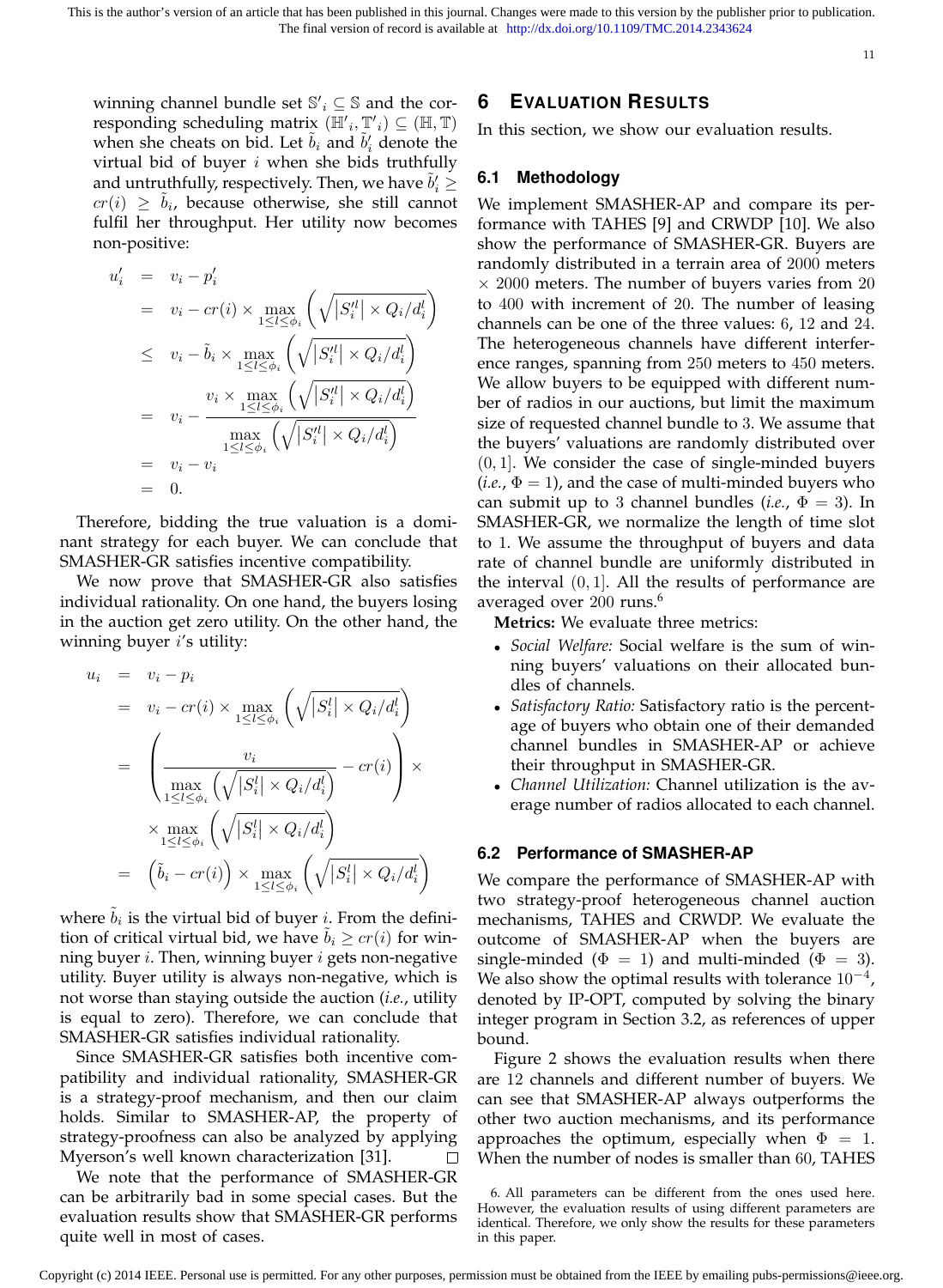winning channel bundle set $\mathbb{S}'_i \subseteq \mathbb{S}$ and the corresponding scheduling matrix $(\mathbb{H}'_i, \mathbb{T}'_i) \subseteq (\mathbb{H}, \mathbb{T})$ when she cheats on bid. Let $\tilde{b}_i$ and $\tilde{b}'_i$ denote the virtual bid of buyer $i$ when she bids truthfully and untruthfully, respectively. Then, we have $\tilde{b}'_i \geq cr(i) \geq \tilde{b}_i$, because otherwise, she still cannot fulfil her throughput. Her utility now becomes non-positive:

$$
\begin{aligned}
u'_i &= v_i - p'_i \\
&= v_i - cr(i) \times \max_{1 \leq l \leq \phi_i} \left( \sqrt{|S'^l_i| \times Q_i / d^l_i} \right) \\
&\leq v_i - \tilde{b}_i \times \max_{1 \leq l \leq \phi_i} \left( \sqrt{|S'^l_i| \times Q_i / d^l_i} \right) \\
&= v_i - \frac{v_i \times \max_{1 \leq l \leq \phi_i} \left( \sqrt{|S'^l_i| \times Q_i / d^l_i} \right)}{\max_{1 \leq l \leq \phi_i} \left( \sqrt{|S'^l_i| \times Q_i / d^l_i} \right)} \\
&= v_i - v_i \\
&= 0.
\end{aligned}
$$

Therefore, bidding the true valuation is a dominant strategy for each buyer. We can conclude that SMASHER-GR satisfies incentive compatibility.

We now prove that SMASHER-GR also satisfies individual rationality. On one hand, the buyers losing in the auction get zero utility. On the other hand, the winning buyer $i$'s utility:

$$
\begin{aligned}
u_i &= v_i - p_i \\
&= v_i - cr(i) \times \max_{1 \leq l \leq \phi_i} \left( \sqrt{|S^l_i| \times Q_i / d^l_i} \right) \\
&= \left( \frac{v_i}{\max_{1 \leq l \leq \phi_i} \left( \sqrt{|S^l_i| \times Q_i / d^l_i} \right)} - cr(i) \right) \times \\
&\quad \times \max_{1 \leq l \leq \phi_i} \left( \sqrt{|S^l_i| \times Q_i / d^l_i} \right) \\
&= \left( \tilde{b}_i - cr(i) \right) \times \max_{1 \leq l \leq \phi_i} \left( \sqrt{|S^l_i| \times Q_i / d^l_i} \right)
\end{aligned}
$$

where $\tilde{b}_i$ is the virtual bid of buyer $i$. From the definition of critical virtual bid, we have $\tilde{b}_i \geq cr(i)$ for winning buyer $i$. Then, winning buyer $i$ gets non-negative utility. Buyer utility is always non-negative, which is not worse than staying outside the auction (*i.e.*, utility is equal to zero). Therefore, we can conclude that SMASHER-GR satisfies individual rationality.

Since SMASHER-GR satisfies both incentive compatibility and individual rationality, SMASHER-GR is a strategy-proof mechanism, and then our claim holds. Similar to SMASHER-AP, the property of strategy-proofness can also be analyzed by applying Myerson's well known characterization [31]. □

We note that the performance of SMASHER-GR can be arbitrarily bad in some special cases. But the evaluation results show that SMASHER-GR performs quite well in most of cases.

## 6 Evaluation Results

In this section, we show our evaluation results.

### 6.1 Methodology

We implement SMASHER-AP and compare its performance with TAHES [9] and CRWDP [10]. We also show the performance of SMASHER-GR. Buyers are randomly distributed in a terrain area of 2000 meters × 2000 meters. The number of buyers varies from 20 to 400 with increment of 20. The number of leasing channels can be one of the three values: 6, 12 and 24. The heterogeneous channels have different interference ranges, spanning from 250 meters to 450 meters. We allow buyers to be equipped with different number of radios in our auctions, but limit the maximum size of requested channel bundle to 3. We assume that the buyers' valuations are randomly distributed over $(0, 1]$. We consider the case of single-minded buyers (*i.e.*, $\Phi = 1$), and the case of multi-minded buyers who can submit up to 3 channel bundles (*i.e.*, $\Phi = 3$). In SMASHER-GR, we normalize the length of time slot to 1. We assume the throughput of buyers and data rate of channel bundle are uniformly distributed in the interval $(0, 1]$. All the results of performance are averaged over 200 runs.[6]

**Metrics:** We evaluate three metrics:

- *Social Welfare:* Social welfare is the sum of winning buyers' valuations on their allocated bundles of channels.
- *Satisfactory Ratio:* Satisfactory ratio is the percentage of buyers who obtain one of their demanded channel bundles in SMASHER-AP or achieve their throughput in SMASHER-GR.
- *Channel Utilization:* Channel utilization is the average number of radios allocated to each channel.

### 6.2 Performance of SMASHER-AP

We compare the performance of SMASHER-AP with two strategy-proof heterogeneous channel auction mechanisms, TAHES and CRWDP. We evaluate the outcome of SMASHER-AP when the buyers are single-minded ($\Phi = 1$) and multi-minded ($\Phi = 3$). We also show the optimal results with tolerance $10^{-4}$, denoted by IP-OPT, computed by solving the binary integer program in Section 3.2, as references of upper bound.

Figure 2 shows the evaluation results when there are 12 channels and different number of buyers. We can see that SMASHER-AP always outperforms the other two auction mechanisms, and its performance approaches the optimum, especially when $\Phi = 1$. When the number of nodes is smaller than 60, TAHES

6. All parameters can be different from the ones used here. However, the evaluation results of using different parameters are identical. Therefore, we only show the results for these parameters in this paper.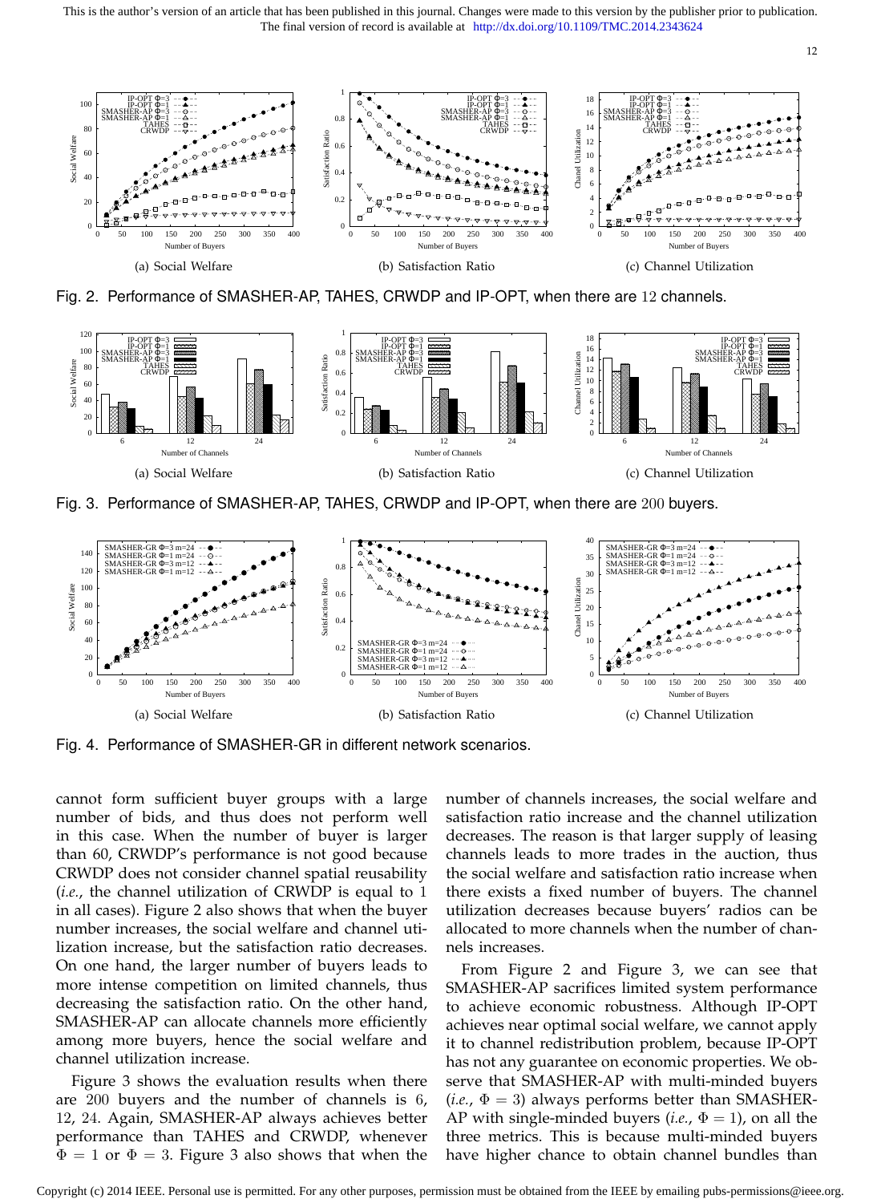(a) Social Welfare

(b) Satisfaction Ratio

(c) Channel Utilization

Fig. 2. Performance of SMASHER-AP, TAHES, CRWDP and IP-OPT, when there are 12 channels.

(a) Social Welfare

(b) Satisfaction Ratio

(c) Channel Utilization

Fig. 3. Performance of SMASHER-AP, TAHES, CRWDP and IP-OPT, when there are 200 buyers.

(a) Social Welfare

(b) Satisfaction Ratio

(c) Channel Utilization

Fig. 4. Performance of SMASHER-GR in different network scenarios.

cannot form sufficient buyer groups with a large number of bids, and thus does not perform well in this case. When the number of buyer is larger than 60, CRWDP's performance is not good because CRWDP does not consider channel spatial reusability (*i.e.*, the channel utilization of CRWDP is equal to 1 in all cases). Figure 2 also shows that when the buyer number increases, the social welfare and channel utilization increase, but the satisfaction ratio decreases. On one hand, the larger number of buyers leads to more intense competition on limited channels, thus decreasing the satisfaction ratio. On the other hand, SMASHER-AP can allocate channels more efficiently among more buyers, hence the social welfare and channel utilization increase.

Figure 3 shows the evaluation results when there are 200 buyers and the number of channels is 6, 12, 24. Again, SMASHER-AP always achieves better performance than TAHES and CRWDP, whenever $\Phi = 1$ or $\Phi = 3$. Figure 3 also shows that when the number of channels increases, the social welfare and satisfaction ratio increase and the channel utilization decreases. The reason is that larger supply of leasing channels leads to more trades in the auction, thus the social welfare and satisfaction ratio increase when there exists a fixed number of buyers. The channel utilization decreases because buyers' radios can be allocated to more channels when the number of channels increases.

From Figure 2 and Figure 3, we can see that SMASHER-AP sacrifices limited system performance to achieve economic robustness. Although IP-OPT achieves near optimal social welfare, we cannot apply it to channel redistribution problem, because IP-OPT has not any guarantee on economic properties. We observe that SMASHER-AP with multi-minded buyers (*i.e.*, $\Phi = 3$) always performs better than SMASHER-AP with single-minded buyers (*i.e.*, $\Phi = 1$), on all the three metrics. This is because multi-minded buyers have higher chance to obtain channel bundles than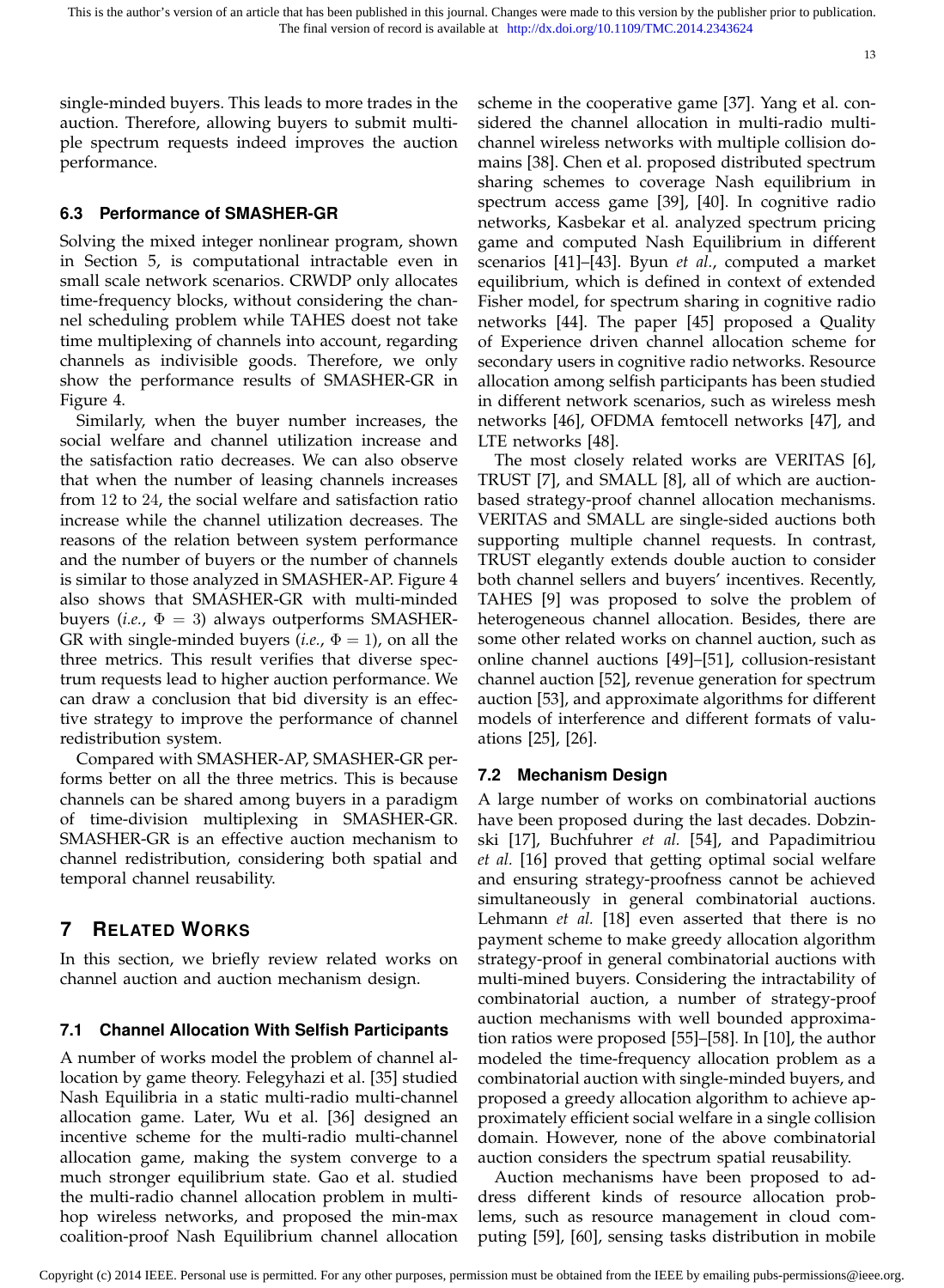single-minded buyers. This leads to more trades in the auction. Therefore, allowing buyers to submit multiple spectrum requests indeed improves the auction performance.

### 6.3 Performance of SMASHER-GR

Solving the mixed integer nonlinear program, shown in Section 5, is computational intractable even in small scale network scenarios. CRWDP only allocates time-frequency blocks, without considering the channel scheduling problem while TAHES doest not take time multiplexing of channels into account, regarding channels as indivisible goods. Therefore, we only show the performance results of SMASHER-GR in Figure 4.

Similarly, when the buyer number increases, the social welfare and channel utilization increase and the satisfaction ratio decreases. We can also observe that when the number of leasing channels increases from 12 to 24, the social welfare and satisfaction ratio increase while the channel utilization decreases. The reasons of the relation between system performance and the number of buyers or the number of channels is similar to those analyzed in SMASHER-AP. Figure 4 also shows that SMASHER-GR with multi-minded buyers (*i.e.*, $\Phi = 3$) always outperforms SMASHER-GR with single-minded buyers (*i.e.*, $\Phi = 1$), on all the three metrics. This result verifies that diverse spectrum requests lead to higher auction performance. We can draw a conclusion that bid diversity is an effective strategy to improve the performance of channel redistribution system.

Compared with SMASHER-AP, SMASHER-GR performs better on all the three metrics. This is because channels can be shared among buyers in a paradigm of time-division multiplexing in SMASHER-GR. SMASHER-GR is an effective auction mechanism to channel redistribution, considering both spatial and temporal channel reusability.

## 7 Related Works

In this section, we briefly review related works on channel auction and auction mechanism design.

### 7.1 Channel Allocation With Selfish Participants

A number of works model the problem of channel allocation by game theory. Felegyhazi et al. [35] studied Nash Equilibria in a static multi-radio multi-channel allocation game. Later, Wu et al. [36] designed an incentive scheme for the multi-radio multi-channel allocation game, making the system converge to a much stronger equilibrium state. Gao et al. studied the multi-radio channel allocation problem in multi-hop wireless networks, and proposed the min-max coalition-proof Nash Equilibrium channel allocation scheme in the cooperative game [37]. Yang et al. considered the channel allocation in multi-radio multi-channel wireless networks with multiple collision domains [38]. Chen et al. proposed distributed spectrum sharing schemes to coverage Nash equilibrium in spectrum access game [39], [40]. In cognitive radio networks, Kasbekar et al. analyzed spectrum pricing game and computed Nash Equilibrium in different scenarios [41]–[43]. Byun *et al.*, computed a market equilibrium, which is defined in context of extended Fisher model, for spectrum sharing in cognitive radio networks [44]. The paper [45] proposed a Quality of Experience driven channel allocation scheme for secondary users in cognitive radio networks. Resource allocation among selfish participants has been studied in different network scenarios, such as wireless mesh networks [46], OFDMA femtocell networks [47], and LTE networks [48].

The most closely related works are VERITAS [6], TRUST [7], and SMALL [8], all of which are auction-based strategy-proof channel allocation mechanisms. VERITAS and SMALL are single-sided auctions both supporting multiple channel requests. In contrast, TRUST elegantly extends double auction to consider both channel sellers and buyers' incentives. Recently, TAHES [9] was proposed to solve the problem of heterogeneous channel allocation. Besides, there are some other related works on channel auction, such as online channel auctions [49]–[51], collusion-resistant channel auction [52], revenue generation for spectrum auction [53], and approximate algorithms for different models of interference and different formats of valuations [25], [26].

### 7.2 Mechanism Design

A large number of works on combinatorial auctions have been proposed during the last decades. Dobzinski [17], Buchfuhrer *et al.* [54], and Papadimitriou *et al.* [16] proved that getting optimal social welfare and ensuring strategy-proofness cannot be achieved simultaneously in general combinatorial auctions. Lehmann *et al.* [18] even asserted that there is no payment scheme to make greedy allocation algorithm strategy-proof in general combinatorial auctions with multi-mined buyers. Considering the intractability of combinatorial auction, a number of strategy-proof auction mechanisms with well bounded approximation ratios were proposed [55]–[58]. In [10], the author modeled the time-frequency allocation problem as a combinatorial auction with single-minded buyers, and proposed a greedy allocation algorithm to achieve approximately efficient social welfare in a single collision domain. However, none of the above combinatorial auction considers the spectrum spatial reusability.

Auction mechanisms have been proposed to address different kinds of resource allocation problems, such as resource management in cloud computing [59], [60], sensing tasks distribution in mobile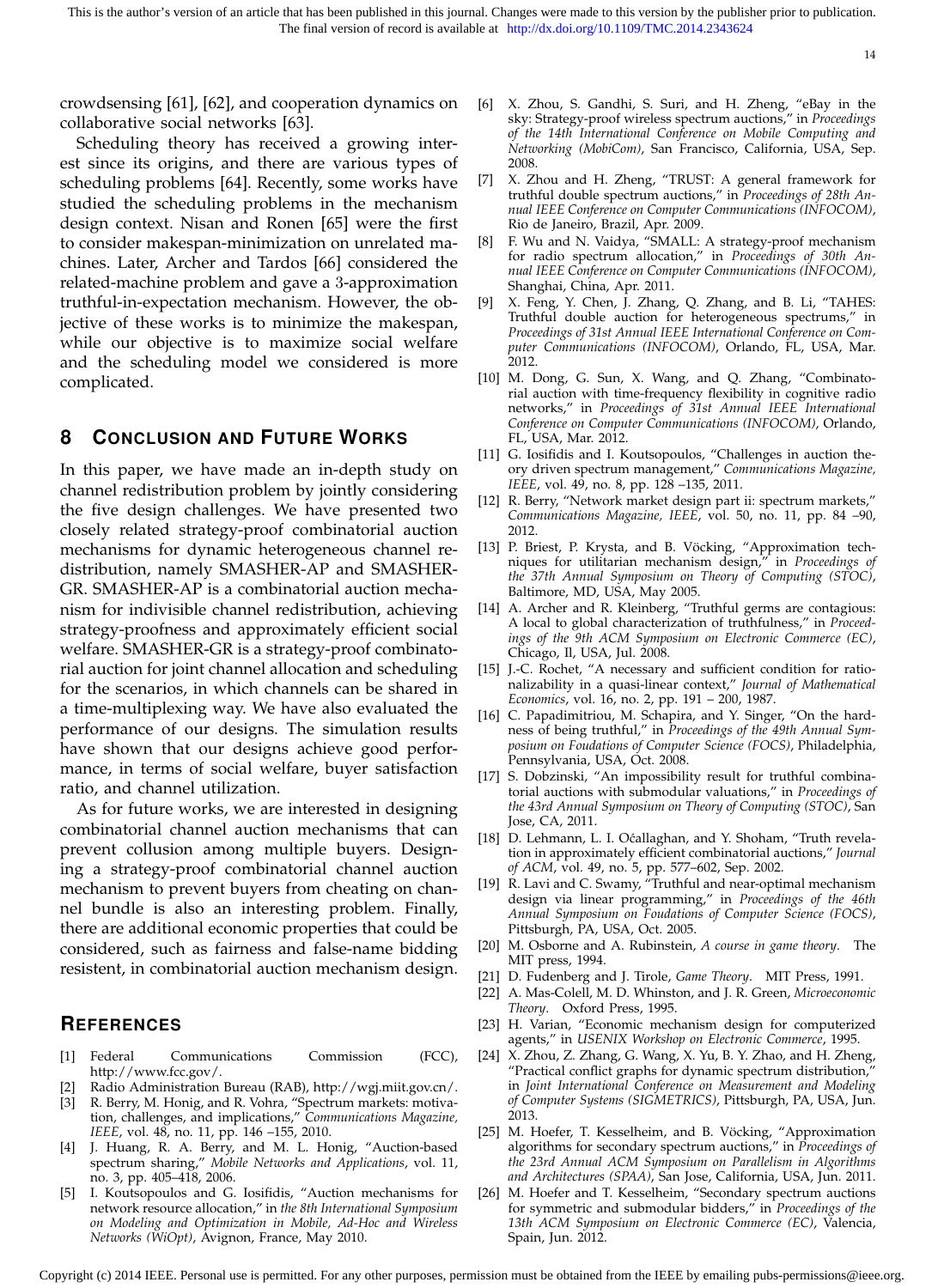crowdsensing [61], [62], and cooperation dynamics on collaborative social networks [63].

Scheduling theory has received a growing interest since its origins, and there are various types of scheduling problems [64]. Recently, some works have studied the scheduling problems in the mechanism design context. Nisan and Ronen [65] were the first to consider makespan-minimization on unrelated machines. Later, Archer and Tardos [66] considered the related-machine problem and gave a 3-approximation truthful-in-expectation mechanism. However, the objective of these works is to minimize the makespan, while our objective is to maximize social welfare and the scheduling model we considered is more complicated.

## 8 Conclusion and Future Works

In this paper, we have made an in-depth study on channel redistribution problem by jointly considering the five design challenges. We have presented two closely related strategy-proof combinatorial auction mechanisms for dynamic heterogeneous channel redistribution, namely SMASHER-AP and SMASHER-GR. SMASHER-AP is a combinatorial auction mechanism for indivisible channel redistribution, achieving strategy-proofness and approximately efficient social welfare. SMASHER-GR is a strategy-proof combinatorial auction for joint channel allocation and scheduling for the scenarios, in which channels can be shared in a time-multiplexing way. We have also evaluated the performance of our designs. The simulation results have shown that our designs achieve good performance, in terms of social welfare, buyer satisfaction ratio, and channel utilization.

As for future works, we are interested in designing combinatorial channel auction mechanisms that can prevent collusion among multiple buyers. Designing a strategy-proof combinatorial channel auction mechanism to prevent buyers from cheating on channel bundle is also an interesting problem. Finally, there are additional economic properties that could be considered, such as fairness and false-name bidding resistent, in combinatorial auction mechanism design.

## References

[1] Federal Communications Commission (FCC), http://www.fcc.gov/.

[2] Radio Administration Bureau (RAB), http://wgj.miit.gov.cn/.

[3] R. Berry, M. Honig, and R. Vohra, "Spectrum markets: motivation, challenges, and implications," *Communications Magazine, IEEE*, vol. 48, no. 11, pp. 146 –155, 2010.

[4] J. Huang, R. A. Berry, and M. L. Honig, "Auction-based spectrum sharing," *Mobile Networks and Applications*, vol. 11, no. 3, pp. 405–418, 2006.

[5] I. Koutsopoulos and G. Iosifidis, "Auction mechanisms for network resource allocation," in *the 8th International Symposium on Modeling and Optimization in Mobile, Ad-Hoc and Wireless Networks (WiOpt)*, Avignon, France, May 2010.

[6] X. Zhou, S. Gandhi, S. Suri, and H. Zheng, "eBay in the sky: Strategy-proof wireless spectrum auctions," in *Proceedings of the 14th International Conference on Mobile Computing and Networking (MobiCom)*, San Francisco, California, USA, Sep. 2008.

[7] X. Zhou and H. Zheng, "TRUST: A general framework for truthful double spectrum auctions," in *Proceedings of 28th Annual IEEE Conference on Computer Communications (INFOCOM)*, Rio de Janeiro, Brazil, Apr. 2009.

[8] F. Wu and N. Vaidya, "SMALL: A strategy-proof mechanism for radio spectrum allocation," in *Proceedings of 30th Annual IEEE Conference on Computer Communications (INFOCOM)*, Shanghai, China, Apr. 2011.

[9] X. Feng, Y. Chen, J. Zhang, Q. Zhang, and B. Li, "TAHES: Truthful double auction for heterogeneous spectrums," in *Proceedings of 31st Annual IEEE International Conference on Computer Communications (INFOCOM)*, Orlando, FL, USA, Mar. 2012.

[10] M. Dong, G. Sun, X. Wang, and Q. Zhang, "Combinatorial auction with time-frequency flexibility in cognitive radio networks," in *Proceedings of 31st Annual IEEE International Conference on Computer Communications (INFOCOM)*, Orlando, FL, USA, Mar. 2012.

[11] G. Iosifidis and I. Koutsopoulos, "Challenges in auction theory driven spectrum management," *Communications Magazine, IEEE*, vol. 49, no. 8, pp. 128 –135, 2011.

[12] R. Berry, "Network market design part ii: spectrum markets," *Communications Magazine, IEEE*, vol. 50, no. 11, pp. 84 –90, 2012.

[13] P. Briest, P. Krysta, and B. Vöcking, "Approximation techniques for utilitarian mechanism design," in *Proceedings of the 37th Annual Symposium on Theory of Computing (STOC)*, Baltimore, MD, USA, May 2005.

[14] A. Archer and R. Kleinberg, "Truthful germs are contagious: A local to global characterization of truthfulness," in *Proceedings of the 9th ACM Symposium on Electronic Commerce (EC)*, Chicago, Il, USA, Jul. 2008.

[15] J.-C. Rochet, "A necessary and sufficient condition for rationalizability in a quasi-linear context," *Journal of Mathematical Economics*, vol. 16, no. 2, pp. 191 – 200, 1987.

[16] C. Papadimitriou, M. Schapira, and Y. Singer, "On the hardness of being truthful," in *Proceedings of the 49th Annual Symposium on Foundations of Computer Science (FOCS)*, Philadelphia, Pennsylvania, USA, Oct. 2008.

[17] S. Dobzinski, "An impossibility result for truthful combinatorial auctions with submodular valuations," in *Proceedings of the 43rd Annual Symposium on Theory of Computing (STOC)*, San Jose, CA, 2011.

[18] D. Lehmann, L. I. Oćallaghan, and Y. Shoham, "Truth revelation in approximately efficient combinatorial auctions," *Journal of ACM*, vol. 49, no. 5, pp. 577–602, Sep. 2002.

[19] R. Lavi and C. Swamy, "Truthful and near-optimal mechanism design via linear programming," in *Proceedings of the 46th Annual Symposium on Foudations of Computer Science (FOCS)*, Pittsburgh, PA, USA, Oct. 2005.

[20] M. Osborne and A. Rubinstein, *A course in game theory*. The MIT press, 1994.

[21] D. Fudenberg and J. Tirole, *Game Theory*. MIT Press, 1991.

[22] A. Mas-Colell, M. D. Whinston, and J. R. Green, *Microeconomic Theory*. Oxford Press, 1995.

[23] H. Varian, "Economic mechanism design for computerized agents," in *USENIX Workshop on Electronic Commerce*, 1995.

[24] X. Zhou, Z. Zhang, G. Wang, X. Yu, B. Y. Zhao, and H. Zheng, "Practical conflict graphs for dynamic spectrum distribution," in *Joint International Conference on Measurement and Modeling of Computer Systems (SIGMETRICS)*, Pittsburgh, PA, USA, Jun. 2013.

[25] M. Hoefer, T. Kesselheim, and B. Vöcking, "Approximation algorithms for secondary spectrum auctions," in *Proceedings of the 23rd Annual ACM Symposium on Parallelism in Algorithms and Architectures (SPAA)*, San Jose, California, USA, Jun. 2011.

[26] M. Hoefer and T. Kesselheim, "Secondary spectrum auctions for symmetric and submodular bidders," in *Proceedings of the 13th ACM Symposium on Electronic Commerce (EC)*, Valencia, Spain, Jun. 2012.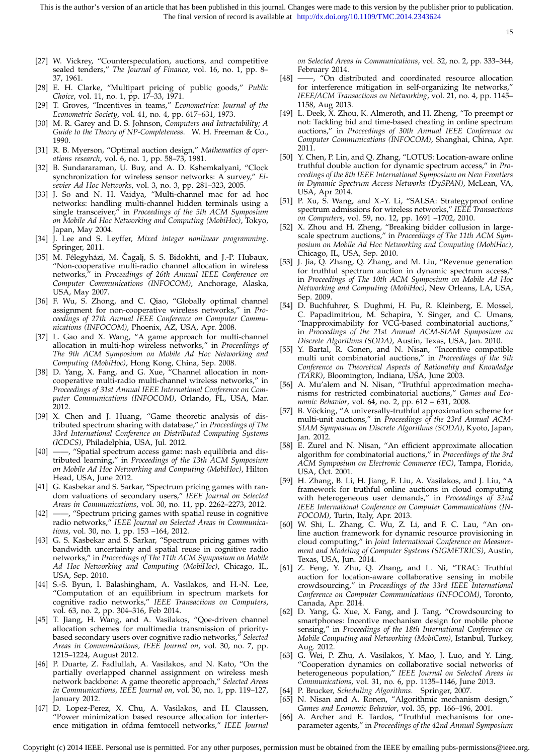[27] W. Vickrey, "Counterspeculation, auctions, and competitive sealed tenders," *The Journal of Finance*, vol. 16, no. 1, pp. 8–37, 1961.

[28] E. H. Clarke, "Multipart pricing of public goods," *Public Choice*, vol. 11, no. 1, pp. 17–33, 1971.

[29] T. Groves, "Incentives in teams," *Econometrica: Journal of the Econometric Society*, vol. 41, no. 4, pp. 617–631, 1973.

[30] M. R. Garey and D. S. Johnson, *Computers and Intractability; A Guide to the Theory of NP-Completeness*. W. H. Freeman & Co., 1990.

[31] R. B. Myerson, "Optimal auction design," *Mathematics of operations research*, vol. 6, no. 1, pp. 58–73, 1981.

[32] B. Sundararaman, U. Buy, and A. D. Kshemkalyani, "Clock synchronization for wireless sensor networks: A survey," *Elsevier Ad Hoc Networks*, vol. 3, no. 3, pp. 281–323, 2005.

[33] J. So and N. H. Vaidya, "Multi-channel mac for ad hoc networks: handling multi-channel hidden terminals using a single transceiver," in *Proceedings of the 5th ACM Symposium on Mobile Ad Hoc Networking and Computing (MobiHoc)*, Tokyo, Japan, May 2004.

[34] J. Lee and S. Leyffer, *Mixed integer nonlinear programming*. Springer, 2011.

[35] M. Félegyházi, M. Čagalj, S. S. Bidokhti, and J.-P. Hubaux, "Non-cooperative multi-radio channel allocation in wireless networks," in *Proceedings of 26th Annual IEEE Conference on Computer Communications (INFOCOM)*, Anchorage, Alaska, USA, May 2007.

[36] F. Wu, S. Zhong, and C. Qiao, "Globally optimal channel assignment for non-cooperative wireless networks," in *Proceedings of 27th Annual IEEE Conference on Computer Communications (INFOCOM)*, Phoenix, AZ, USA, Apr. 2008.

[37] L. Gao and X. Wang, "A game approach for multi-channel allocation in multi-hop wireless networks," in *Proceedings of The 9th ACM Symposium on Mobile Ad Hoc Networking and Computing (MobiHoc)*, Hong Kong, China, Sep. 2008.

[38] D. Yang, X. Fang, and G. Xue, "Channel allocation in non-cooperative multi-radio multi-channel wireless networks," in *Proceedings of 31st Annual IEEE International Conference on Computer Communications (INFOCOM)*, Orlando, FL, USA, Mar. 2012.

[39] X. Chen and J. Huang, "Game theoretic analysis of distributed spectrum sharing with database," in *Proceedings of The 33rd International Conference on Distributed Computing Systems (ICDCS)*, Philadelphia, USA, Jul. 2012.

[40] ——, "Spatial spectrum access game: nash equilibria and distributed learning," in *Proceedings of the 13th ACM Symposium on Mobile Ad Hoc Networking and Computing (MobiHoc)*, Hilton Head, USA, June 2012.

[41] G. Kasbekar and S. Sarkar, "Spectrum pricing games with random valuations of secondary users," *IEEE Journal on Selected Areas in Communications*, vol. 30, no. 11, pp. 2262–2273, 2012.

[42] ——, "Spectrum pricing games with spatial reuse in cognitive radio networks," *IEEE Journal on Selected Areas in Communications*, vol. 30, no. 1, pp. 153 –164, 2012.

[43] G. S. Kasbekar and S. Sarkar, "Spectrum pricing games with bandwidth uncertainty and spatial reuse in cognitive radio networks," in *Proceedings of The 11th ACM Symposium on Mobile Ad Hoc Networking and Computing (MobiHoc)*, Chicago, IL, USA, Sep. 2010.

[44] S.-S. Byun, I. Balashingham, A. Vasilakos, and H.-N. Lee, "Computation of an equilibrium in spectrum markets for cognitive radio networks," *IEEE Transactions on Computers*, vol. 63, no. 2, pp. 304–316, Feb 2014.

[45] T. Jiang, H. Wang, and A. Vasilakos, "Qoe-driven channel allocation schemes for multimedia transmission of priority-based secondary users over cognitive radio networks," *Selected Areas in Communications, IEEE Journal on*, vol. 30, no. 7, pp. 1215–1224, August 2012.

[46] P. Duarte, Z. Fadlullah, A. Vasilakos, and N. Kato, "On the partially overlapped channel assignment on wireless mesh network backbone: A game theoretic approach," *Selected Areas in Communications, IEEE Journal on*, vol. 30, no. 1, pp. 119–127, January 2012.

[47] D. Lopez-Perez, X. Chu, A. Vasilakos, and H. Claussen, "Power minimization based resource allocation for interference mitigation in ofdma femtocell networks," *IEEE Journal on Selected Areas in Communications*, vol. 32, no. 2, pp. 333–344, February 2014.

[48] ——, "On distributed and coordinated resource allocation for interference mitigation in self-organizing lte networks," *IEEE/ACM Transactions on Networking*, vol. 21, no. 4, pp. 1145–1158, Aug 2013.

[49] L. Deek, X. Zhou, K. Almeroth, and H. Zheng, "To preempt or not: Tackling bid and time-based cheating in online spectrum auctions," in *Proceedings of 30th Annual IEEE Conference on Computer Communications (INFOCOM)*, Shanghai, China, Apr. 2011.

[50] Y. Chen, P. Lin, and Q. Zhang, "LOTUS: Location-aware online truthful double auction for dynamic spectrum access," in *Proceedings of the 8th IEEE International Symposium on New Frontiers in Dynamic Spectrum Access Networks (DySPAN)*, McLean, VA, USA, Apr 2014.

[51] P. Xu, S. Wang, and X.-Y. Li, "SALSA: Strategyproof online spectrum admissions for wireless networks," *IEEE Transactions on Computers*, vol. 59, no. 12, pp. 1691 –1702, 2010.

[52] X. Zhou and H. Zheng, "Breaking bidder collusion in large-scale spectrum auctions," in *Proceedings of The 11th ACM Symposium on Mobile Ad Hoc Networking and Computing (MobiHoc)*, Chicago, IL, USA, Sep. 2010.

[53] J. Jia, Q. Zhang, Q. Zhang, and M. Liu, "Revenue generation for truthful spectrum auction in dynamic spectrum access," in *Proceedings of The 10th ACM Symposium on Mobile Ad Hoc Networking and Computing (MobiHoc)*, New Orleans, LA, USA, Sep. 2009.

[54] D. Buchfuhrer, S. Dughmi, H. Fu, R. Kleinberg, E. Mossel, C. Papadimitriou, M. Schapira, Y. Singer, and C. Umans, "Inapproximability for VCG-based combinatorial auctions," in *Proceedings of the 21st Annual ACM-SIAM Symposium on Discrete Algorithms (SODA)*, Austin, Texas, USA, Jan. 2010.

[55] Y. Bartal, R. Gonen, and N. Nisan, "Incentive compatible multi unit combinatorial auctions," in *Proceedings of the 9th Conference on Theoretical Aspects of Rationality and Knowledge (TARK)*, Bloomington, Indiana, USA, June 2003.

[56] A. Mu'alem and N. Nisan, "Truthful approximation mechanisms for restricted combinatorial auctions," *Games and Economic Behavior*, vol. 64, no. 2, pp. 612 – 631, 2008.

[57] B. Vöcking, "A universally-truthful approximation scheme for multi-unit auctions," in *Proceedings of the 23rd Annual ACM-SIAM Symposium on Discrete Algorithms (SODA)*, Kyoto, Japan, Jan. 2012.

[58] E. Zurel and N. Nisan, "An efficient approximate allocation algorithm for combinatorial auctions," in *Proceedings of the 3rd ACM Symposium on Electronic Commerce (EC)*, Tampa, Florida, USA, Oct. 2001.

[59] H. Zhang, B. Li, H. Jiang, F. Liu, A. Vasilakos, and J. Liu, "A framework for truthful online auctions in cloud computing with heterogeneous user demands," in *Proceedings of 32nd IEEE International Conference on Computer Communications (INFOCOM)*, Turin, Italy, Apr. 2013.

[60] W. Shi, L. Zhang, C. Wu, Z. Li, and F. C. Lau, "An online auction framework for dynamic resource provisioning in cloud computing," in *Joint International Conference on Measurement and Modeling of Computer Systems (SIGMETRICS)*, Austin, Texas, USA, Jun. 2014.

[61] Z. Feng, Y. Zhu, Q. Zhang, and L. Ni, "TRAC: Truthful auction for location-aware collaborative sensing in mobile crowdsourcing," in *Proceedings of the 33rd IEEE International Conference on Computer Communications (INFOCOM)*, Toronto, Canada, Apr. 2014.

[62] D. Yang, G. Xue, X. Fang, and J. Tang, "Crowdsourcing to smartphones: Incentive mechanism design for mobile phone sensing," in *Proceedings of the 18th International Conference on Mobile Computing and Networking (MobiCom)*, Istanbul, Turkey, Aug. 2012.

[63] G. Wei, P. Zhu, A. Vasilakos, Y. Mao, J. Luo, and Y. Ling, "Cooperation dynamics on collaborative social networks of heterogeneous population," *IEEE Journal on Selected Areas in Communications*, vol. 31, no. 6, pp. 1135–1146, June 2013.

[64] P. Brucker, *Scheduling Algorithms*. Springer, 2007.

[65] N. Nisan and A. Ronen, "Algorithmic mechanism design," *Games and Economic Behavior*, vol. 35, pp. 166–196, 2001.

[66] A. Archer and E. Tardos, "Truthful mechanisms for one-parameter agents," in *Proceedings of the 42nd Annual Symposium*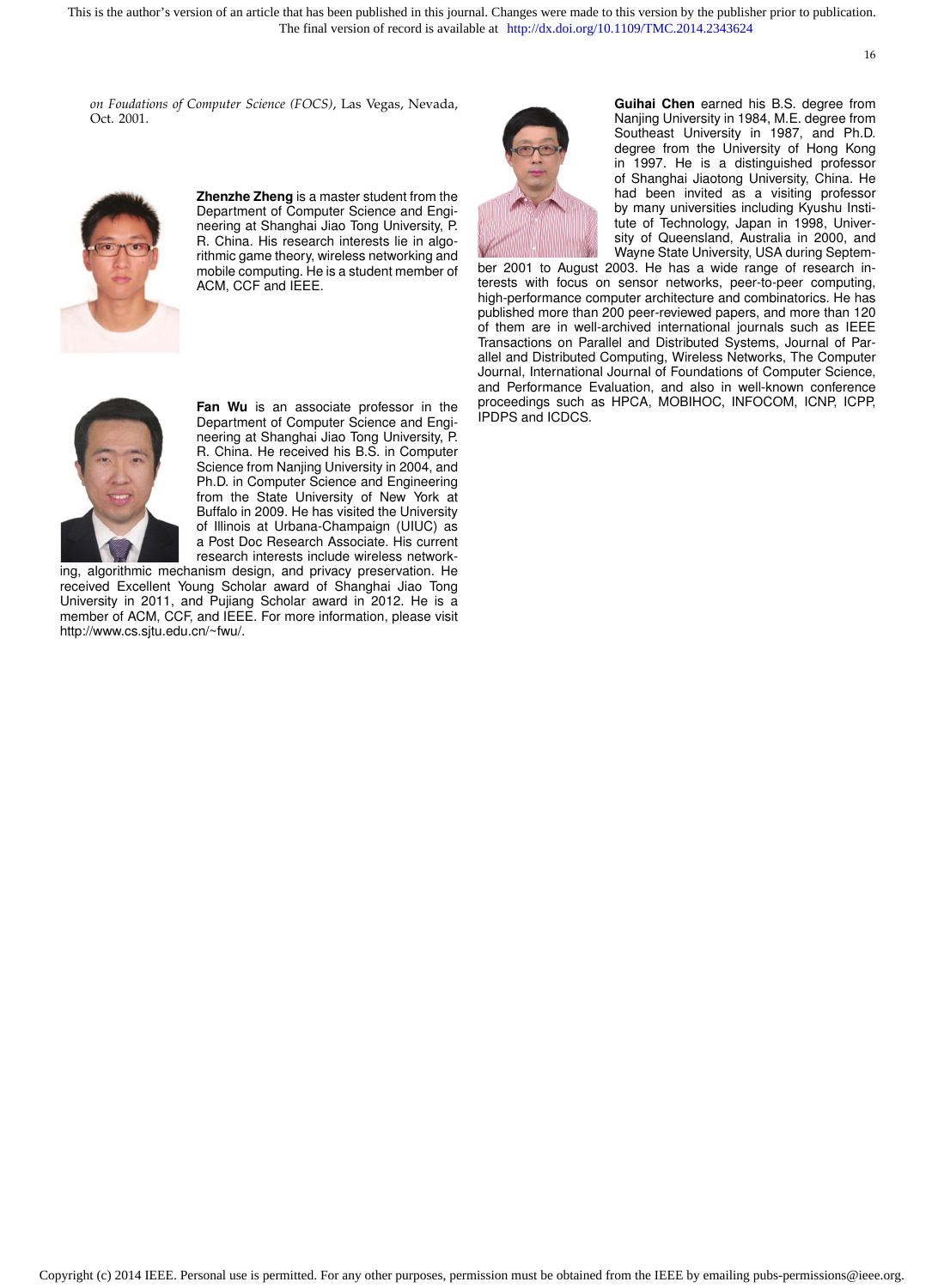on *Foudations of Computer Science (FOCS)*, Las Vegas, Nevada, Oct. 2001.

**Zhenzhe Zheng** is a master student from the Department of Computer Science and Engineering at Shanghai Jiao Tong University, P. R. China. His research interests lie in algorithmic game theory, wireless networking and mobile computing. He is a student member of ACM, CCF and IEEE.

**Fan Wu** is an associate professor in the Department of Computer Science and Engineering at Shanghai Jiao Tong University, P. R. China. He received his B.S. in Computer Science from Nanjing University in 2004, and Ph.D. in Computer Science and Engineering from the State University of New York at Buffalo in 2009. He has visited the University of Illinois at Urbana-Champaign (UIUC) as a Post Doc Research Associate. His current research interests include wireless networking, algorithmic mechanism design, and privacy preservation. He received Excellent Young Scholar award of Shanghai Jiao Tong University in 2011, and Pujiang Scholar award in 2012. He is a member of ACM, CCF, and IEEE. For more information, please visit http://www.cs.sjtu.edu.cn/~fwu/.

**Guihai Chen** earned his B.S. degree from Nanjing University in 1984, M.E. degree from Southeast University in 1987, and Ph.D. degree from the University of Hong Kong in 1997. He is a distinguished professor of Shanghai Jiaotong University, China. He had been invited as a visiting professor by many universities including Kyushu Institute of Technology, Japan in 1998, University of Queensland, Australia in 2000, and Wayne State University, USA during September 2001 to August 2003. He has a wide range of research interests with focus on sensor networks, peer-to-peer computing, high-performance computer architecture and combinatorics. He has published more than 200 peer-reviewed papers, and more than 120 of them are in well-archived international journals such as IEEE Transactions on Parallel and Distributed Systems, Journal of Parallel and Distributed Computing, Wireless Networks, The Computer Journal, International Journal of Foundations of Computer Science, and Performance Evaluation, and also in well-known conference proceedings such as HPCA, MOBIHOC, INFOCOM, ICNP, ICPP, IPDPS and ICDCS.